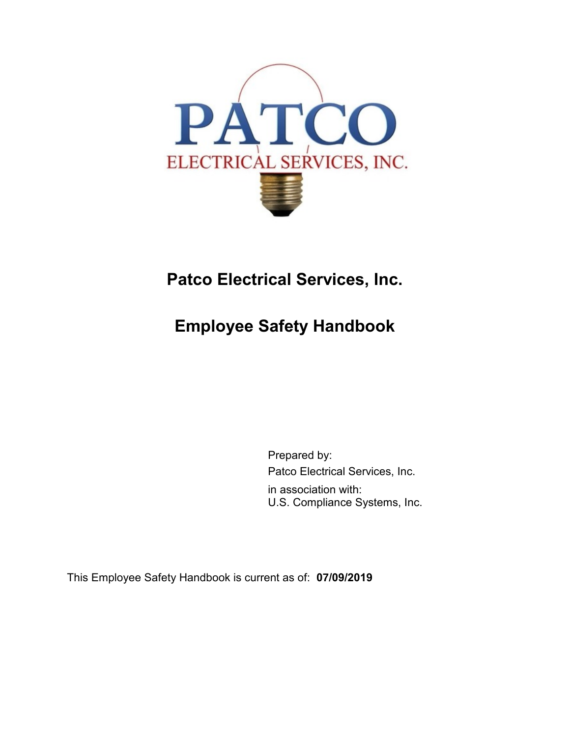PATCO

ELECTRICAL SERVICES, INC.

# Patco Electrical Services, Inc.

# Employee Safety Handbook

Prepared by:
Patco Electrical Services, Inc.
in association with:
U.S. Compliance Systems, Inc.

This Employee Safety Handbook is current as of: **07/09/2019**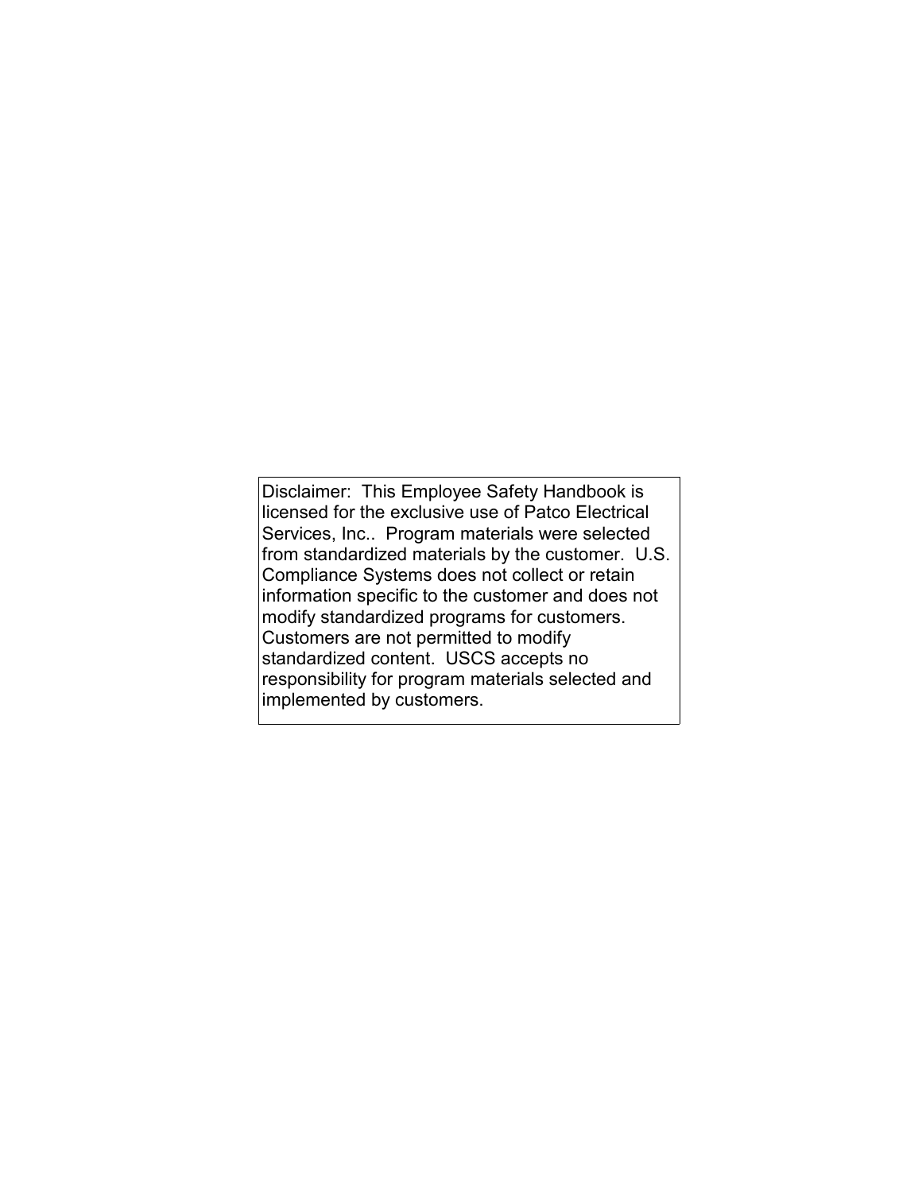Disclaimer: This Employee Safety Handbook is licensed for the exclusive use of Patco Electrical Services, Inc.. Program materials were selected from standardized materials by the customer. U.S. Compliance Systems does not collect or retain information specific to the customer and does not modify standardized programs for customers. Customers are not permitted to modify standardized content. USCS accepts no responsibility for program materials selected and implemented by customers.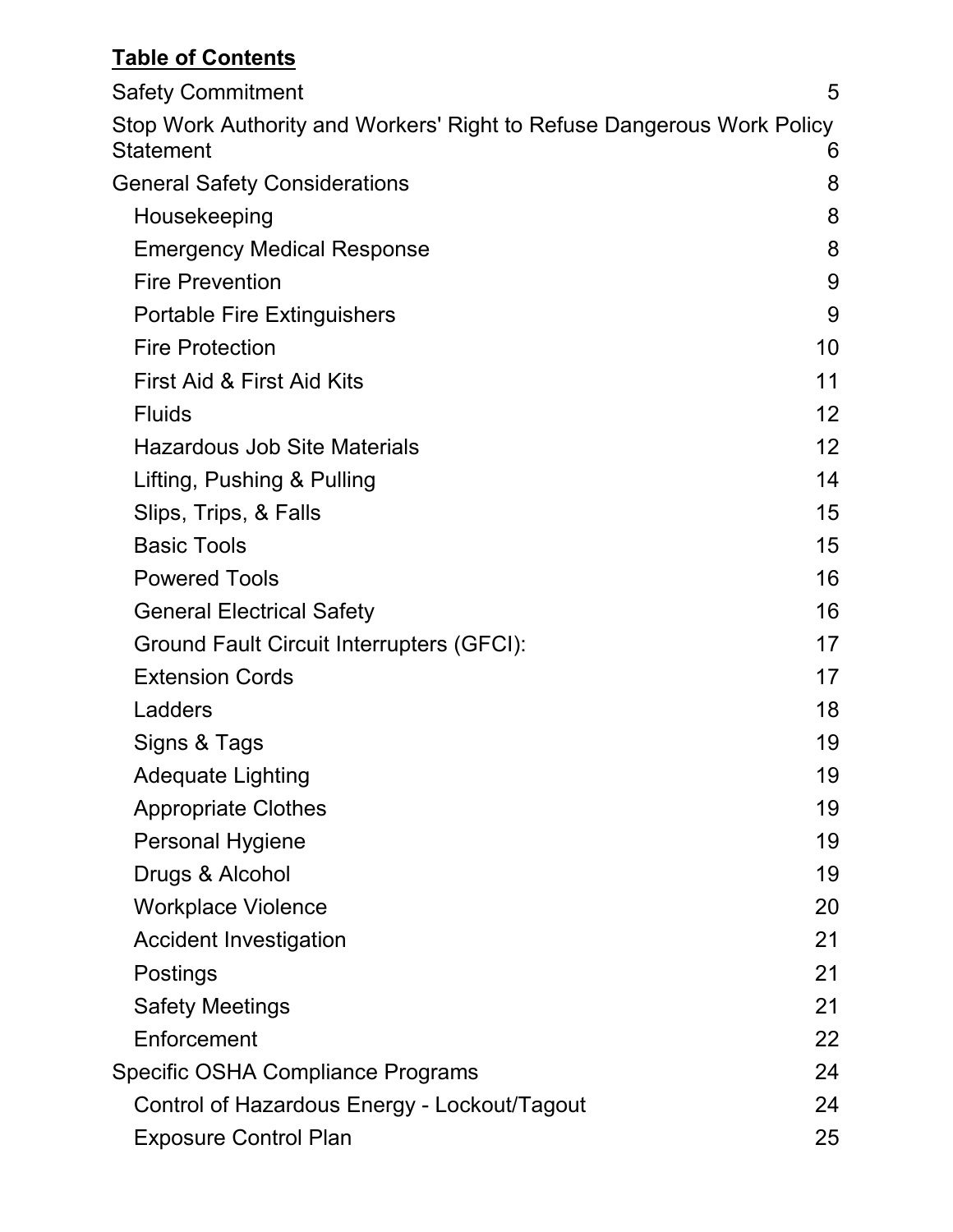**Table of Contents**

| | |
|---|---|
| Safety Commitment | 5 |
| Stop Work Authority and Workers' Right to Refuse Dangerous Work Policy Statement | 6 |
| General Safety Considerations | 8 |
| Housekeeping | 8 |
| Emergency Medical Response | 8 |
| Fire Prevention | 9 |
| Portable Fire Extinguishers | 9 |
| Fire Protection | 10 |
| First Aid & First Aid Kits | 11 |
| Fluids | 12 |
| Hazardous Job Site Materials | 12 |
| Lifting, Pushing & Pulling | 14 |
| Slips, Trips, & Falls | 15 |
| Basic Tools | 15 |
| Powered Tools | 16 |
| General Electrical Safety | 16 |
| Ground Fault Circuit Interrupters (GFCI): | 17 |
| Extension Cords | 17 |
| Ladders | 18 |
| Signs & Tags | 19 |
| Adequate Lighting | 19 |
| Appropriate Clothes | 19 |
| Personal Hygiene | 19 |
| Drugs & Alcohol | 19 |
| Workplace Violence | 20 |
| Accident Investigation | 21 |
| Postings | 21 |
| Safety Meetings | 21 |
| Enforcement | 22 |
| Specific OSHA Compliance Programs | 24 |
| Control of Hazardous Energy - Lockout/Tagout | 24 |
| Exposure Control Plan | 25 |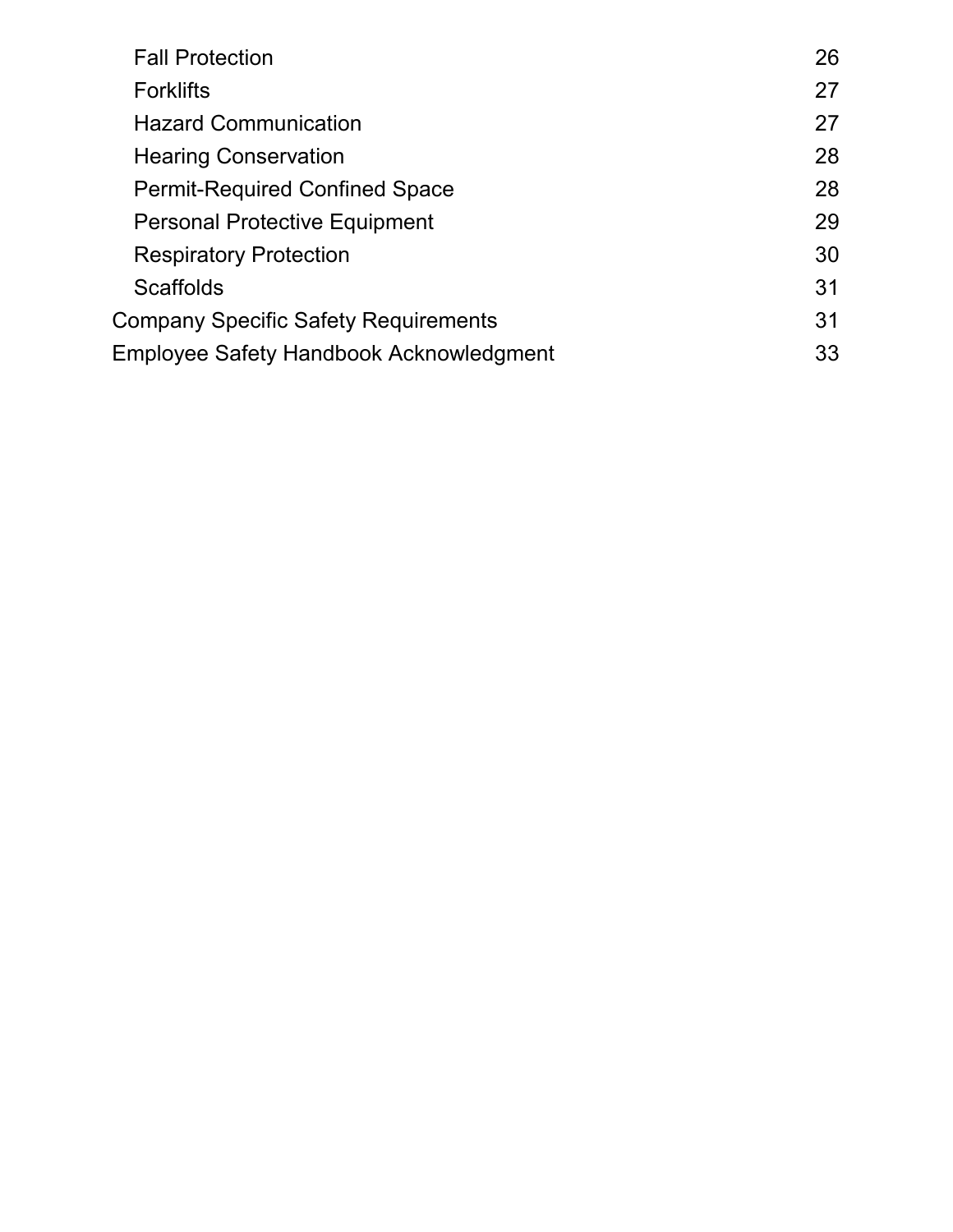| | |
|---|---|
| Fall Protection | 26 |
| Forklifts | 27 |
| Hazard Communication | 27 |
| Hearing Conservation | 28 |
| Permit-Required Confined Space | 28 |
| Personal Protective Equipment | 29 |
| Respiratory Protection | 30 |
| Scaffolds | 31 |
| Company Specific Safety Requirements | 31 |
| Employee Safety Handbook Acknowledgment | 33 |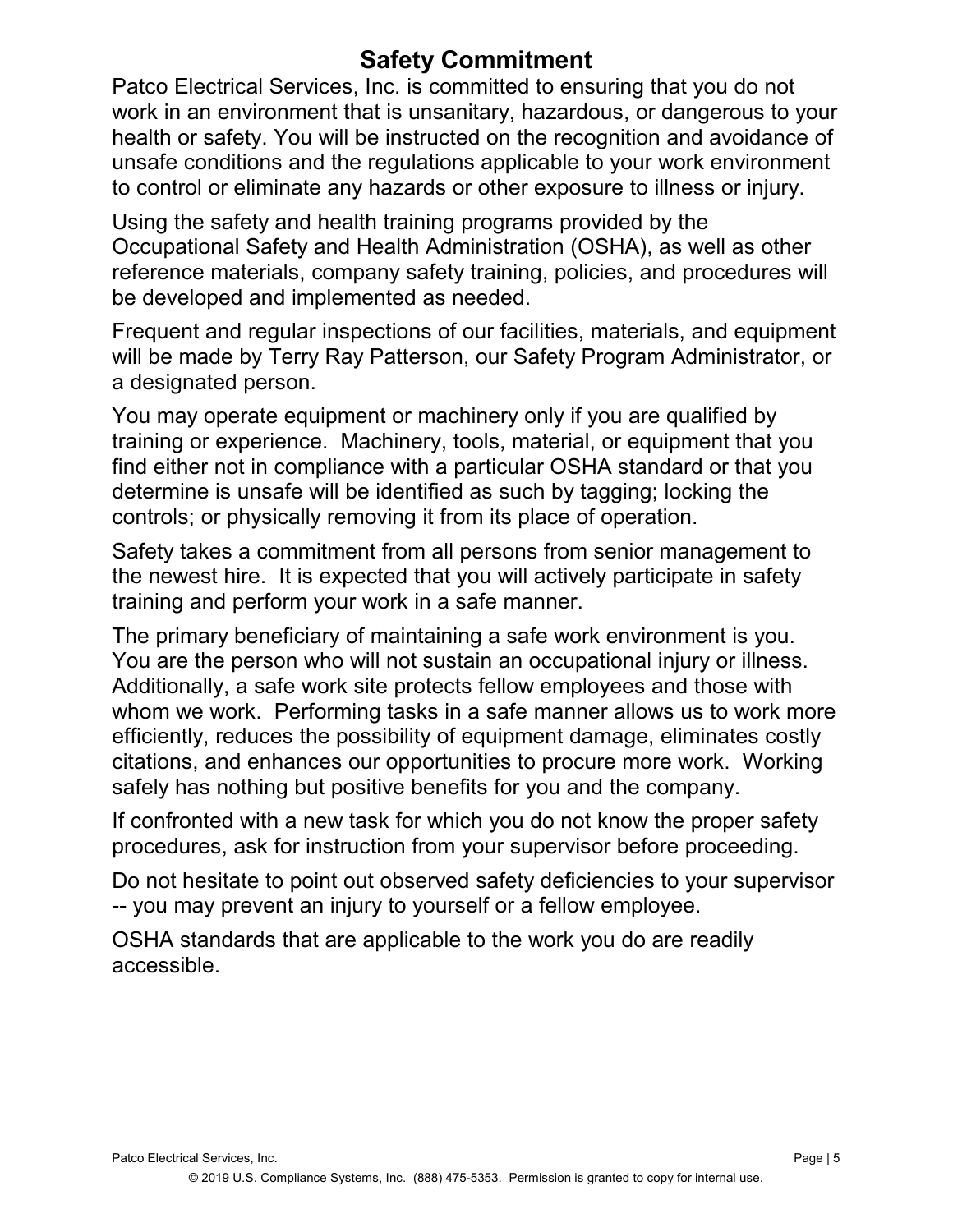# Safety Commitment

Patco Electrical Services, Inc. is committed to ensuring that you do not work in an environment that is unsanitary, hazardous, or dangerous to your health or safety. You will be instructed on the recognition and avoidance of unsafe conditions and the regulations applicable to your work environment to control or eliminate any hazards or other exposure to illness or injury.

Using the safety and health training programs provided by the Occupational Safety and Health Administration (OSHA), as well as other reference materials, company safety training, policies, and procedures will be developed and implemented as needed.

Frequent and regular inspections of our facilities, materials, and equipment will be made by Terry Ray Patterson, our Safety Program Administrator, or a designated person.

You may operate equipment or machinery only if you are qualified by training or experience. Machinery, tools, material, or equipment that you find either not in compliance with a particular OSHA standard or that you determine is unsafe will be identified as such by tagging; locking the controls; or physically removing it from its place of operation.

Safety takes a commitment from all persons from senior management to the newest hire. It is expected that you will actively participate in safety training and perform your work in a safe manner.

The primary beneficiary of maintaining a safe work environment is you. You are the person who will not sustain an occupational injury or illness. Additionally, a safe work site protects fellow employees and those with whom we work. Performing tasks in a safe manner allows us to work more efficiently, reduces the possibility of equipment damage, eliminates costly citations, and enhances our opportunities to procure more work. Working safely has nothing but positive benefits for you and the company.

If confronted with a new task for which you do not know the proper safety procedures, ask for instruction from your supervisor before proceeding.

Do not hesitate to point out observed safety deficiencies to your supervisor -- you may prevent an injury to yourself or a fellow employee.

OSHA standards that are applicable to the work you do are readily accessible.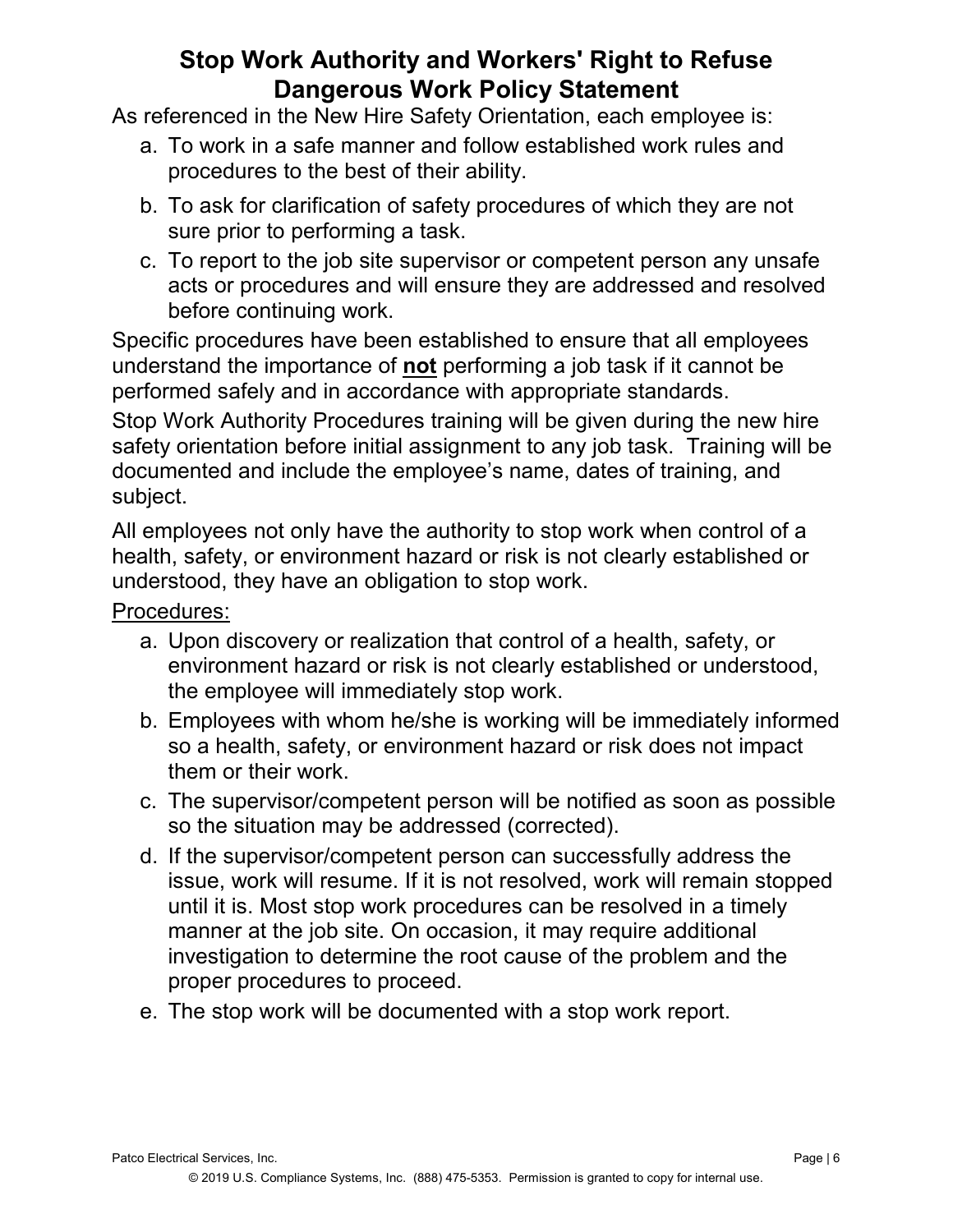# Stop Work Authority and Workers' Right to Refuse Dangerous Work Policy Statement

As referenced in the New Hire Safety Orientation, each employee is:

a. To work in a safe manner and follow established work rules and procedures to the best of their ability.
b. To ask for clarification of safety procedures of which they are not sure prior to performing a task.
c. To report to the job site supervisor or competent person any unsafe acts or procedures and will ensure they are addressed and resolved before continuing work.

Specific procedures have been established to ensure that all employees understand the importance of **not** performing a job task if it cannot be performed safely and in accordance with appropriate standards.

Stop Work Authority Procedures training will be given during the new hire safety orientation before initial assignment to any job task. Training will be documented and include the employee's name, dates of training, and subject.

All employees not only have the authority to stop work when control of a health, safety, or environment hazard or risk is not clearly established or understood, they have an obligation to stop work.

Procedures:

a. Upon discovery or realization that control of a health, safety, or environment hazard or risk is not clearly established or understood, the employee will immediately stop work.
b. Employees with whom he/she is working will be immediately informed so a health, safety, or environment hazard or risk does not impact them or their work.
c. The supervisor/competent person will be notified as soon as possible so the situation may be addressed (corrected).
d. If the supervisor/competent person can successfully address the issue, work will resume. If it is not resolved, work will remain stopped until it is. Most stop work procedures can be resolved in a timely manner at the job site. On occasion, it may require additional investigation to determine the root cause of the problem and the proper procedures to proceed.
e. The stop work will be documented with a stop work report.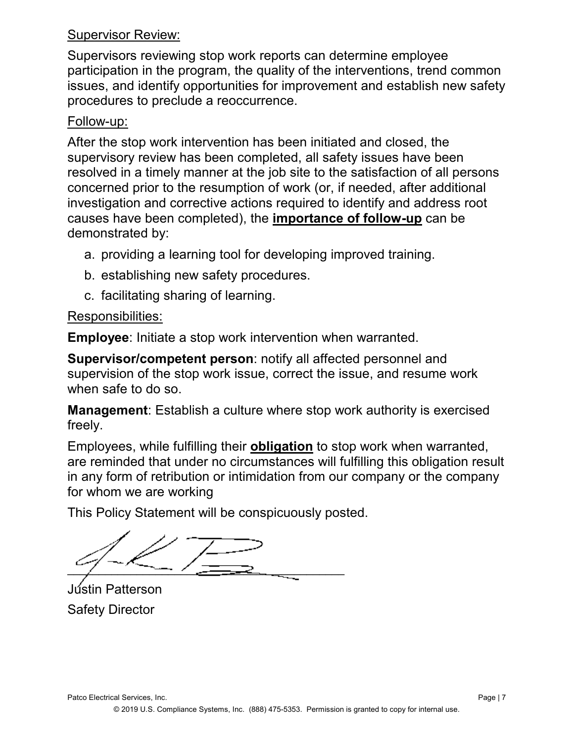Supervisor Review:

Supervisors reviewing stop work reports can determine employee participation in the program, the quality of the interventions, trend common issues, and identify opportunities for improvement and establish new safety procedures to preclude a reoccurrence.

Follow-up:

After the stop work intervention has been initiated and closed, the supervisory review has been completed, all safety issues have been resolved in a timely manner at the job site to the satisfaction of all persons concerned prior to the resumption of work (or, if needed, after additional investigation and corrective actions required to identify and address root causes have been completed), the **importance of follow-up** can be demonstrated by:

a. providing a learning tool for developing improved training.
b. establishing new safety procedures.
c. facilitating sharing of learning.

Responsibilities:

**Employee**: Initiate a stop work intervention when warranted.

**Supervisor/competent person**: notify all affected personnel and supervision of the stop work issue, correct the issue, and resume work when safe to do so.

**Management**: Establish a culture where stop work authority is exercised freely.

Employees, while fulfilling their **obligation** to stop work when warranted, are reminded that under no circumstances will fulfilling this obligation result in any form of retribution or intimidation from our company or the company for whom we are working

This Policy Statement will be conspicuously posted.

Justin Patterson
Safety Director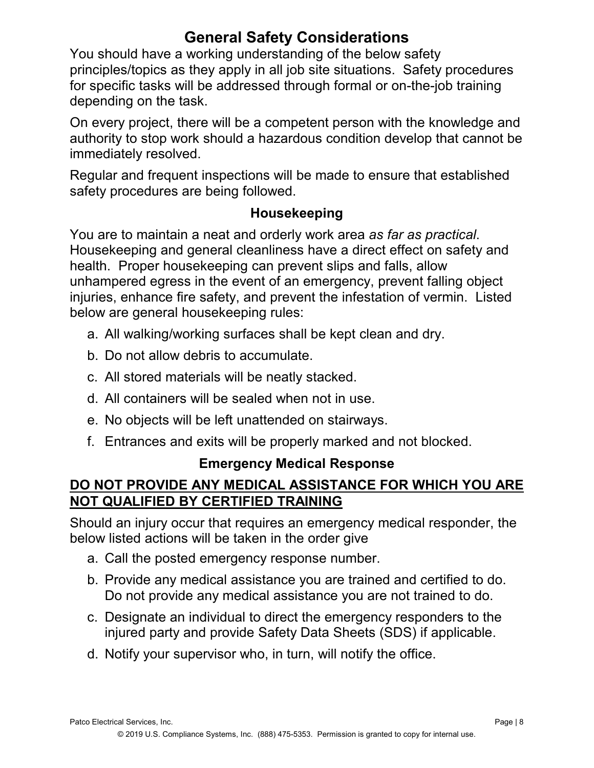# General Safety Considerations

You should have a working understanding of the below safety principles/topics as they apply in all job site situations. Safety procedures for specific tasks will be addressed through formal or on-the-job training depending on the task.

On every project, there will be a competent person with the knowledge and authority to stop work should a hazardous condition develop that cannot be immediately resolved.

Regular and frequent inspections will be made to ensure that established safety procedures are being followed.

## Housekeeping

You are to maintain a neat and orderly work area *as far as practical*. Housekeeping and general cleanliness have a direct effect on safety and health. Proper housekeeping can prevent slips and falls, allow unhampered egress in the event of an emergency, prevent falling object injuries, enhance fire safety, and prevent the infestation of vermin. Listed below are general housekeeping rules:

a. All walking/working surfaces shall be kept clean and dry.

b. Do not allow debris to accumulate.

c. All stored materials will be neatly stacked.

d. All containers will be sealed when not in use.

e. No objects will be left unattended on stairways.

f. Entrances and exits will be properly marked and not blocked.

## Emergency Medical Response

**DO NOT PROVIDE ANY MEDICAL ASSISTANCE FOR WHICH YOU ARE NOT QUALIFIED BY CERTIFIED TRAINING**

Should an injury occur that requires an emergency medical responder, the below listed actions will be taken in the order give

a. Call the posted emergency response number.

b. Provide any medical assistance you are trained and certified to do. Do not provide any medical assistance you are not trained to do.

c. Designate an individual to direct the emergency responders to the injured party and provide Safety Data Sheets (SDS) if applicable.

d. Notify your supervisor who, in turn, will notify the office.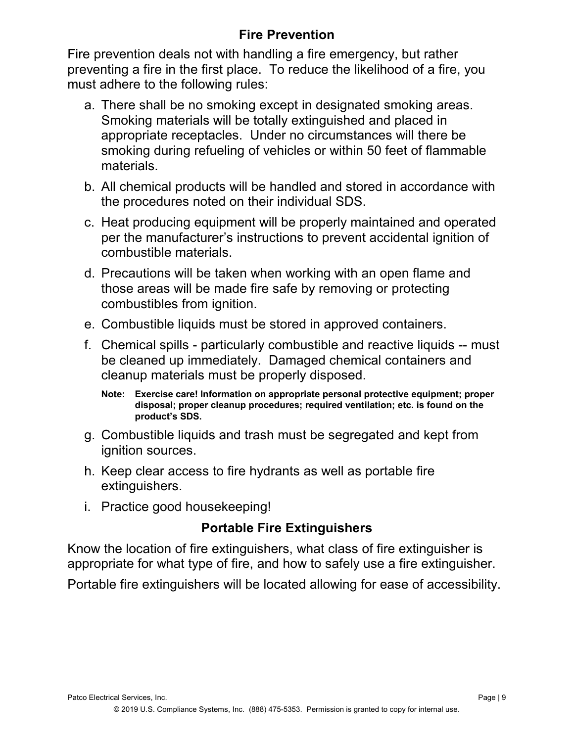## Fire Prevention

Fire prevention deals not with handling a fire emergency, but rather preventing a fire in the first place. To reduce the likelihood of a fire, you must adhere to the following rules:

a. There shall be no smoking except in designated smoking areas. Smoking materials will be totally extinguished and placed in appropriate receptacles. Under no circumstances will there be smoking during refueling of vehicles or within 50 feet of flammable materials.

b. All chemical products will be handled and stored in accordance with the procedures noted on their individual SDS.

c. Heat producing equipment will be properly maintained and operated per the manufacturer's instructions to prevent accidental ignition of combustible materials.

d. Precautions will be taken when working with an open flame and those areas will be made fire safe by removing or protecting combustibles from ignition.

e. Combustible liquids must be stored in approved containers.

f. Chemical spills - particularly combustible and reactive liquids -- must be cleaned up immediately. Damaged chemical containers and cleanup materials must be properly disposed.

   **Note: Exercise care! Information on appropriate personal protective equipment; proper disposal; proper cleanup procedures; required ventilation; etc. is found on the product's SDS.**

g. Combustible liquids and trash must be segregated and kept from ignition sources.

h. Keep clear access to fire hydrants as well as portable fire extinguishers.

i. Practice good housekeeping!

## Portable Fire Extinguishers

Know the location of fire extinguishers, what class of fire extinguisher is appropriate for what type of fire, and how to safely use a fire extinguisher.

Portable fire extinguishers will be located allowing for ease of accessibility.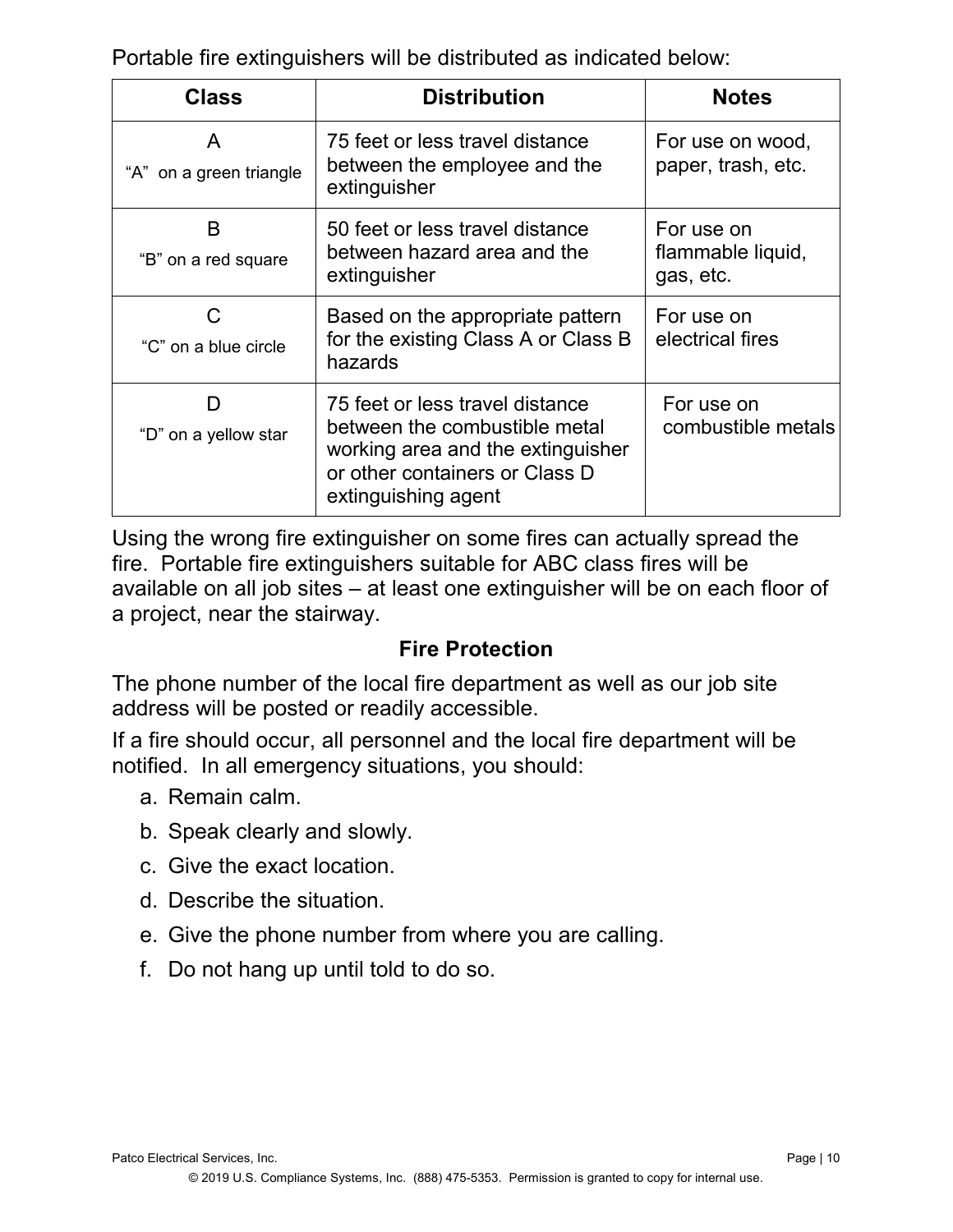Portable fire extinguishers will be distributed as indicated below:

| Class | Distribution | Notes |
| --- | --- | --- |
| A<br>"A" on a green triangle | 75 feet or less travel distance between the employee and the extinguisher | For use on wood, paper, trash, etc. |
| B<br>"B" on a red square | 50 feet or less travel distance between hazard area and the extinguisher | For use on flammable liquid, gas, etc. |
| C<br>"C" on a blue circle | Based on the appropriate pattern for the existing Class A or Class B hazards | For use on electrical fires |
| D<br>"D" on a yellow star | 75 feet or less travel distance between the combustible metal working area and the extinguisher or other containers or Class D extinguishing agent | For use on combustible metals |

Using the wrong fire extinguisher on some fires can actually spread the fire. Portable fire extinguishers suitable for ABC class fires will be available on all job sites – at least one extinguisher will be on each floor of a project, near the stairway.

## Fire Protection

The phone number of the local fire department as well as our job site address will be posted or readily accessible.

If a fire should occur, all personnel and the local fire department will be notified. In all emergency situations, you should:

a. Remain calm.
b. Speak clearly and slowly.
c. Give the exact location.
d. Describe the situation.
e. Give the phone number from where you are calling.
f. Do not hang up until told to do so.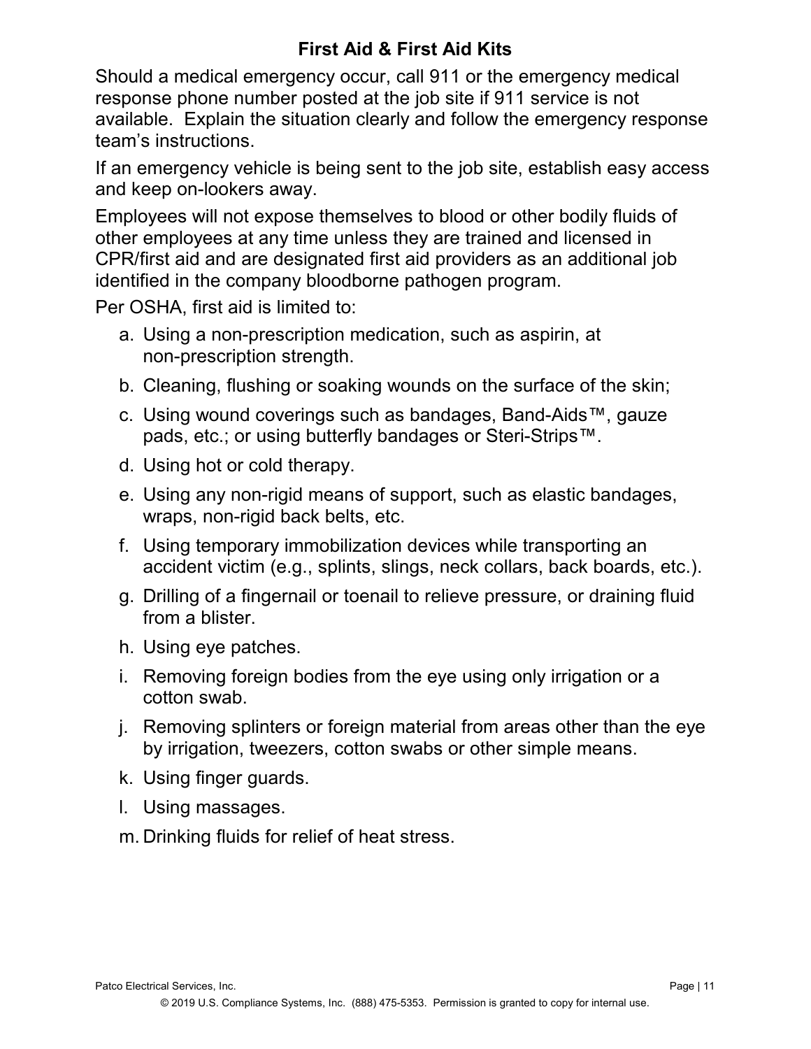## First Aid & First Aid Kits

Should a medical emergency occur, call 911 or the emergency medical response phone number posted at the job site if 911 service is not available. Explain the situation clearly and follow the emergency response team's instructions.

If an emergency vehicle is being sent to the job site, establish easy access and keep on-lookers away.

Employees will not expose themselves to blood or other bodily fluids of other employees at any time unless they are trained and licensed in CPR/first aid and are designated first aid providers as an additional job identified in the company bloodborne pathogen program.

Per OSHA, first aid is limited to:

a. Using a non-prescription medication, such as aspirin, at non-prescription strength.
b. Cleaning, flushing or soaking wounds on the surface of the skin;
c. Using wound coverings such as bandages, Band-Aids™, gauze pads, etc.; or using butterfly bandages or Steri-Strips™.
d. Using hot or cold therapy.
e. Using any non-rigid means of support, such as elastic bandages, wraps, non-rigid back belts, etc.
f. Using temporary immobilization devices while transporting an accident victim (e.g., splints, slings, neck collars, back boards, etc.).
g. Drilling of a fingernail or toenail to relieve pressure, or draining fluid from a blister.
h. Using eye patches.
i. Removing foreign bodies from the eye using only irrigation or a cotton swab.
j. Removing splinters or foreign material from areas other than the eye by irrigation, tweezers, cotton swabs or other simple means.
k. Using finger guards.
l. Using massages.
m. Drinking fluids for relief of heat stress.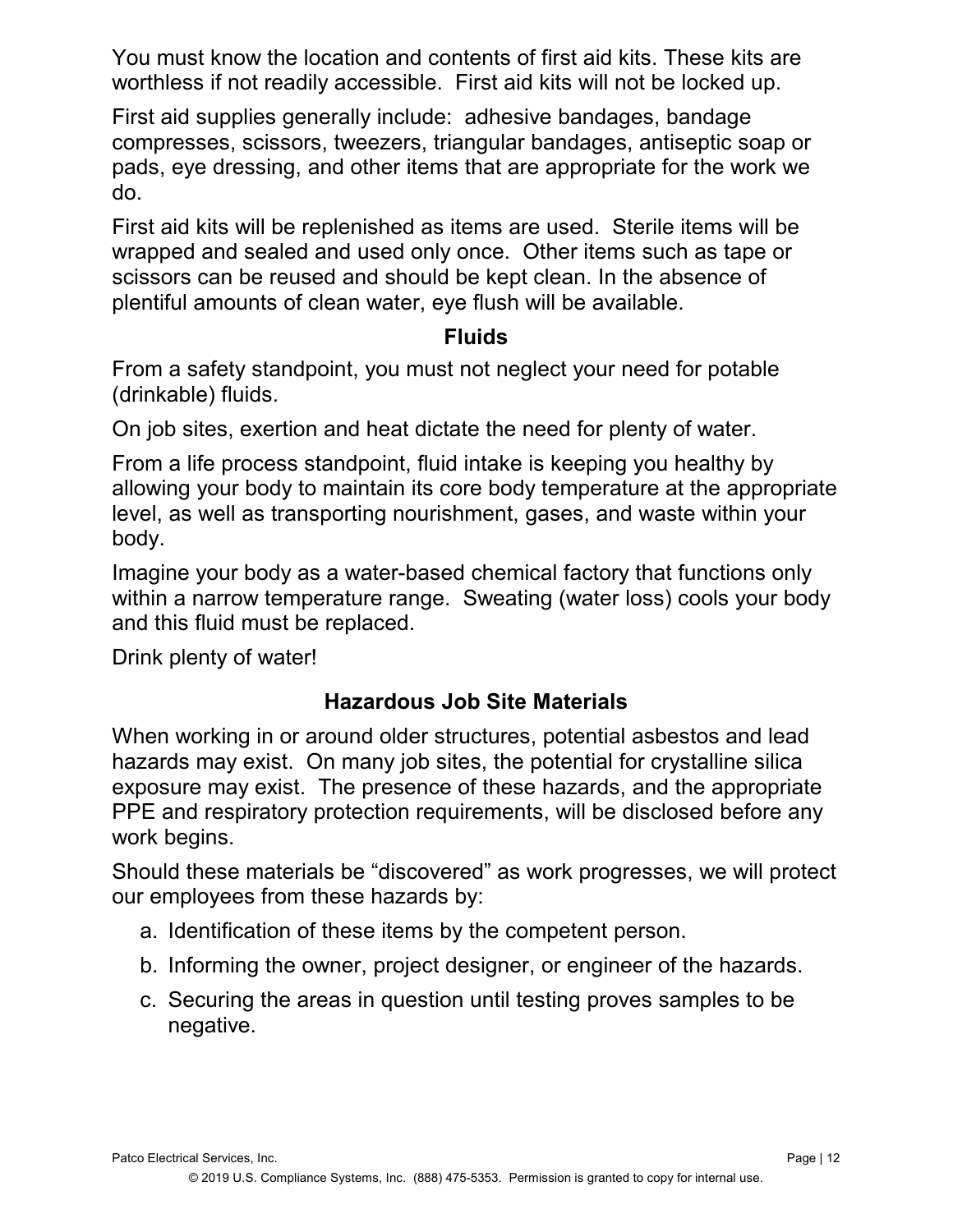You must know the location and contents of first aid kits. These kits are worthless if not readily accessible. First aid kits will not be locked up.

First aid supplies generally include: adhesive bandages, bandage compresses, scissors, tweezers, triangular bandages, antiseptic soap or pads, eye dressing, and other items that are appropriate for the work we do.

First aid kits will be replenished as items are used. Sterile items will be wrapped and sealed and used only once. Other items such as tape or scissors can be reused and should be kept clean. In the absence of plentiful amounts of clean water, eye flush will be available.

## Fluids

From a safety standpoint, you must not neglect your need for potable (drinkable) fluids.

On job sites, exertion and heat dictate the need for plenty of water.

From a life process standpoint, fluid intake is keeping you healthy by allowing your body to maintain its core body temperature at the appropriate level, as well as transporting nourishment, gases, and waste within your body.

Imagine your body as a water-based chemical factory that functions only within a narrow temperature range. Sweating (water loss) cools your body and this fluid must be replaced.

Drink plenty of water!

## Hazardous Job Site Materials

When working in or around older structures, potential asbestos and lead hazards may exist. On many job sites, the potential for crystalline silica exposure may exist. The presence of these hazards, and the appropriate PPE and respiratory protection requirements, will be disclosed before any work begins.

Should these materials be "discovered" as work progresses, we will protect our employees from these hazards by:

a. Identification of these items by the competent person.
b. Informing the owner, project designer, or engineer of the hazards.
c. Securing the areas in question until testing proves samples to be negative.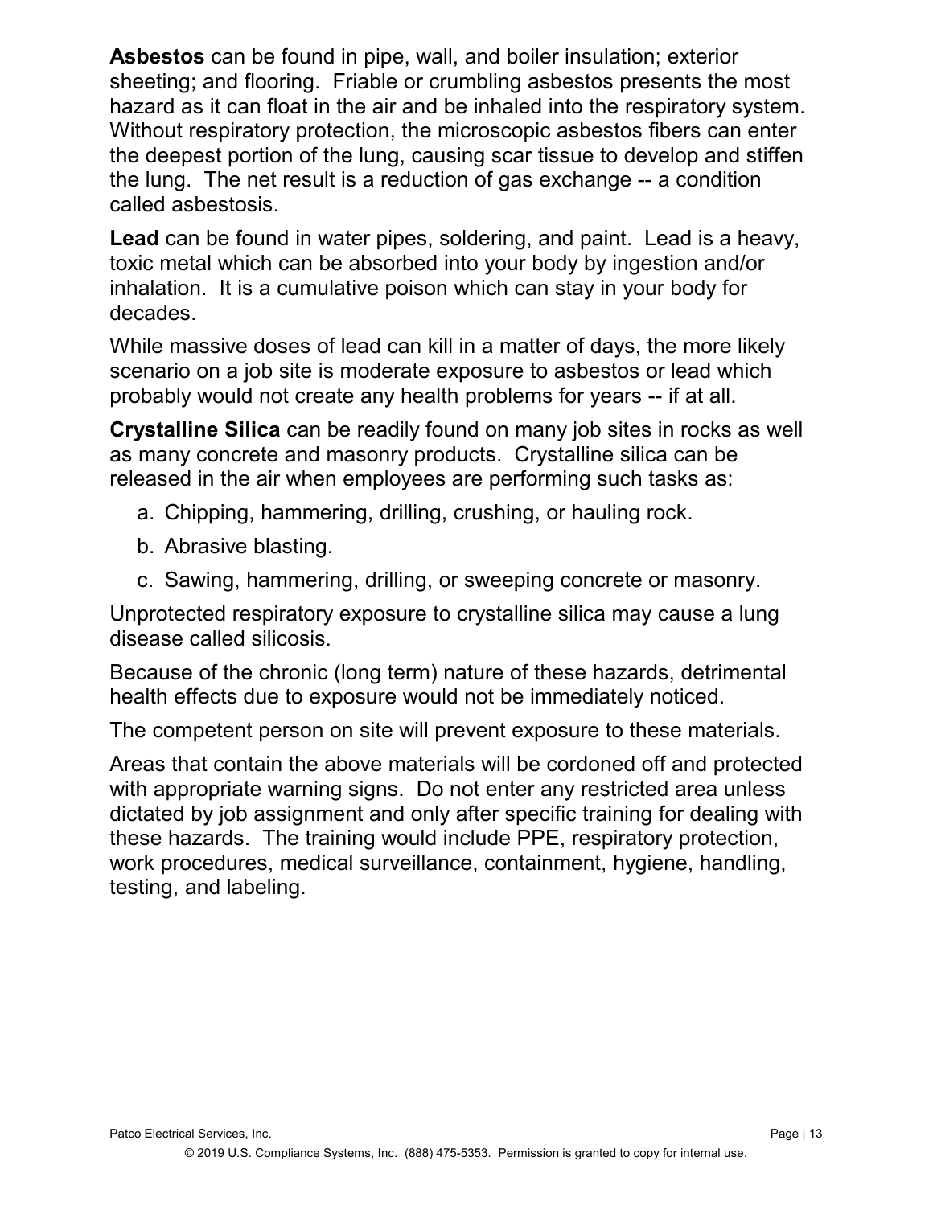**Asbestos** can be found in pipe, wall, and boiler insulation; exterior sheeting; and flooring. Friable or crumbling asbestos presents the most hazard as it can float in the air and be inhaled into the respiratory system. Without respiratory protection, the microscopic asbestos fibers can enter the deepest portion of the lung, causing scar tissue to develop and stiffen the lung. The net result is a reduction of gas exchange -- a condition called asbestosis.

**Lead** can be found in water pipes, soldering, and paint. Lead is a heavy, toxic metal which can be absorbed into your body by ingestion and/or inhalation. It is a cumulative poison which can stay in your body for decades.

While massive doses of lead can kill in a matter of days, the more likely scenario on a job site is moderate exposure to asbestos or lead which probably would not create any health problems for years -- if at all.

**Crystalline Silica** can be readily found on many job sites in rocks as well as many concrete and masonry products. Crystalline silica can be released in the air when employees are performing such tasks as:

a. Chipping, hammering, drilling, crushing, or hauling rock.
b. Abrasive blasting.
c. Sawing, hammering, drilling, or sweeping concrete or masonry.

Unprotected respiratory exposure to crystalline silica may cause a lung disease called silicosis.

Because of the chronic (long term) nature of these hazards, detrimental health effects due to exposure would not be immediately noticed.

The competent person on site will prevent exposure to these materials.

Areas that contain the above materials will be cordoned off and protected with appropriate warning signs. Do not enter any restricted area unless dictated by job assignment and only after specific training for dealing with these hazards. The training would include PPE, respiratory protection, work procedures, medical surveillance, containment, hygiene, handling, testing, and labeling.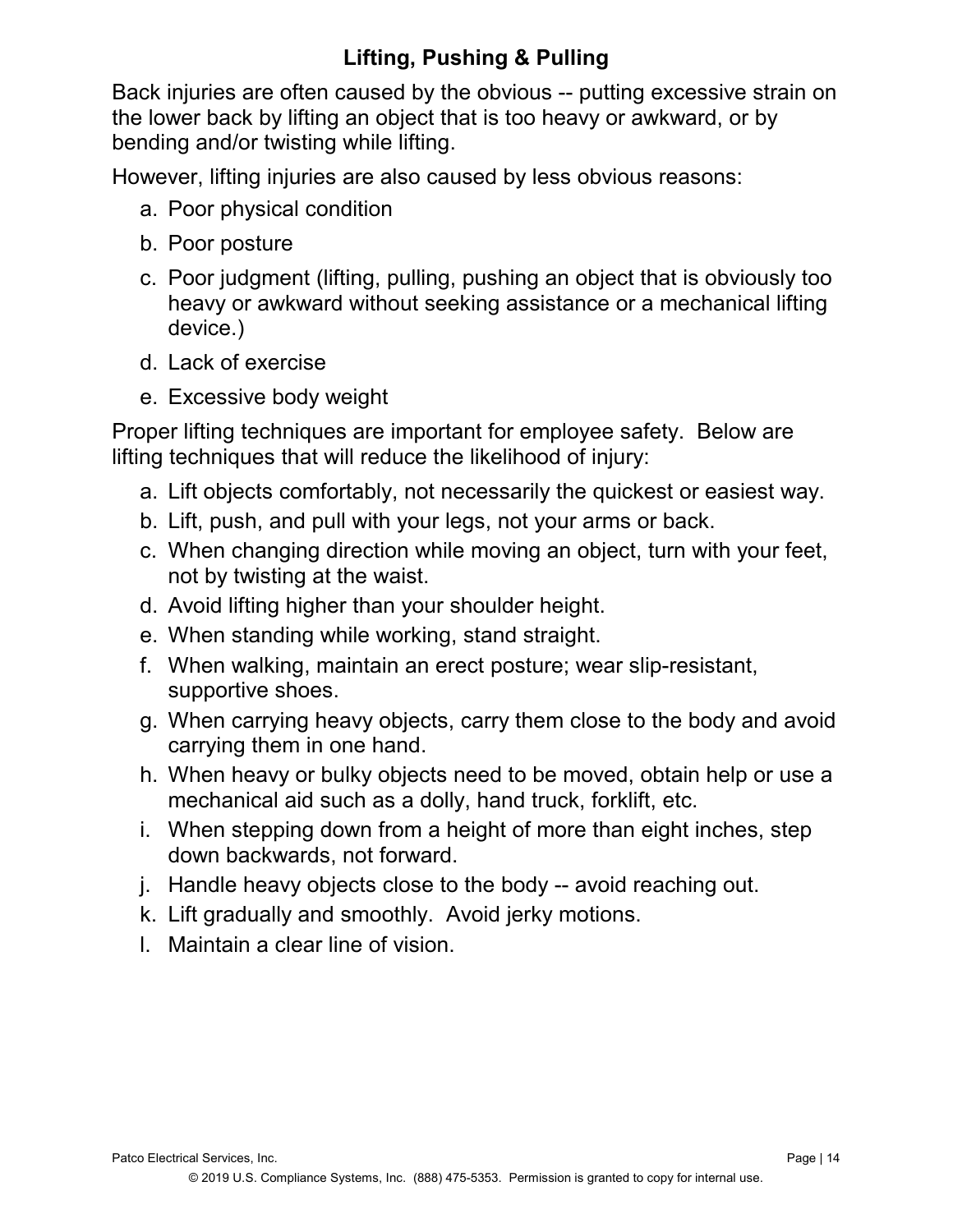## Lifting, Pushing & Pulling

Back injuries are often caused by the obvious -- putting excessive strain on the lower back by lifting an object that is too heavy or awkward, or by bending and/or twisting while lifting.

However, lifting injuries are also caused by less obvious reasons:

a. Poor physical condition
b. Poor posture
c. Poor judgment (lifting, pulling, pushing an object that is obviously too heavy or awkward without seeking assistance or a mechanical lifting device.)
d. Lack of exercise
e. Excessive body weight

Proper lifting techniques are important for employee safety. Below are lifting techniques that will reduce the likelihood of injury:

a. Lift objects comfortably, not necessarily the quickest or easiest way.
b. Lift, push, and pull with your legs, not your arms or back.
c. When changing direction while moving an object, turn with your feet, not by twisting at the waist.
d. Avoid lifting higher than your shoulder height.
e. When standing while working, stand straight.
f. When walking, maintain an erect posture; wear slip-resistant, supportive shoes.
g. When carrying heavy objects, carry them close to the body and avoid carrying them in one hand.
h. When heavy or bulky objects need to be moved, obtain help or use a mechanical aid such as a dolly, hand truck, forklift, etc.
i. When stepping down from a height of more than eight inches, step down backwards, not forward.
j. Handle heavy objects close to the body -- avoid reaching out.
k. Lift gradually and smoothly. Avoid jerky motions.
l. Maintain a clear line of vision.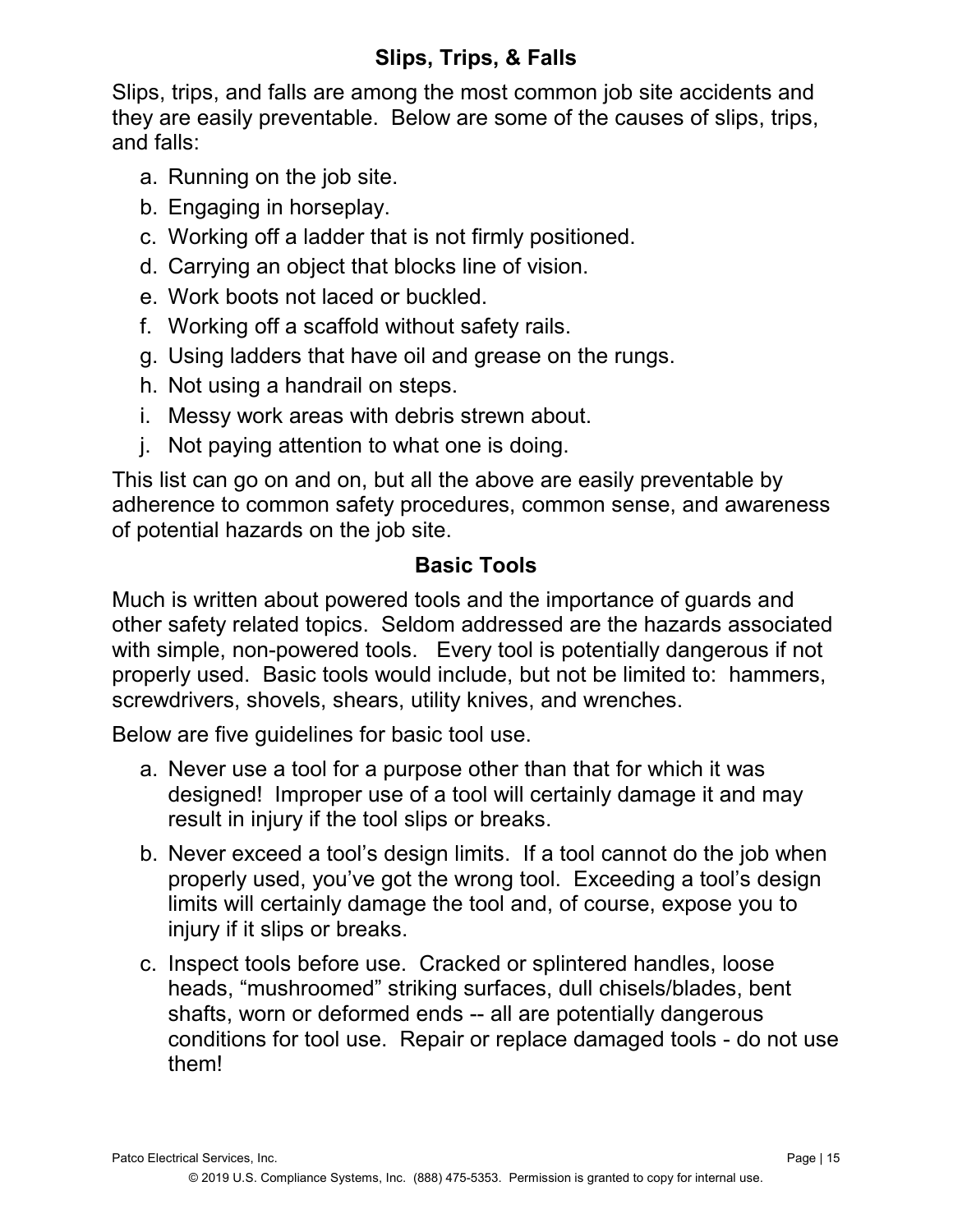## Slips, Trips, & Falls

Slips, trips, and falls are among the most common job site accidents and they are easily preventable. Below are some of the causes of slips, trips, and falls:

a. Running on the job site.
b. Engaging in horseplay.
c. Working off a ladder that is not firmly positioned.
d. Carrying an object that blocks line of vision.
e. Work boots not laced or buckled.
f. Working off a scaffold without safety rails.
g. Using ladders that have oil and grease on the rungs.
h. Not using a handrail on steps.
i. Messy work areas with debris strewn about.
j. Not paying attention to what one is doing.

This list can go on and on, but all the above are easily preventable by adherence to common safety procedures, common sense, and awareness of potential hazards on the job site.

## Basic Tools

Much is written about powered tools and the importance of guards and other safety related topics. Seldom addressed are the hazards associated with simple, non-powered tools. Every tool is potentially dangerous if not properly used. Basic tools would include, but not be limited to: hammers, screwdrivers, shovels, shears, utility knives, and wrenches.

Below are five guidelines for basic tool use.

a. Never use a tool for a purpose other than that for which it was designed! Improper use of a tool will certainly damage it and may result in injury if the tool slips or breaks.

b. Never exceed a tool's design limits. If a tool cannot do the job when properly used, you've got the wrong tool. Exceeding a tool's design limits will certainly damage the tool and, of course, expose you to injury if it slips or breaks.

c. Inspect tools before use. Cracked or splintered handles, loose heads, "mushroomed" striking surfaces, dull chisels/blades, bent shafts, worn or deformed ends -- all are potentially dangerous conditions for tool use. Repair or replace damaged tools - do not use them!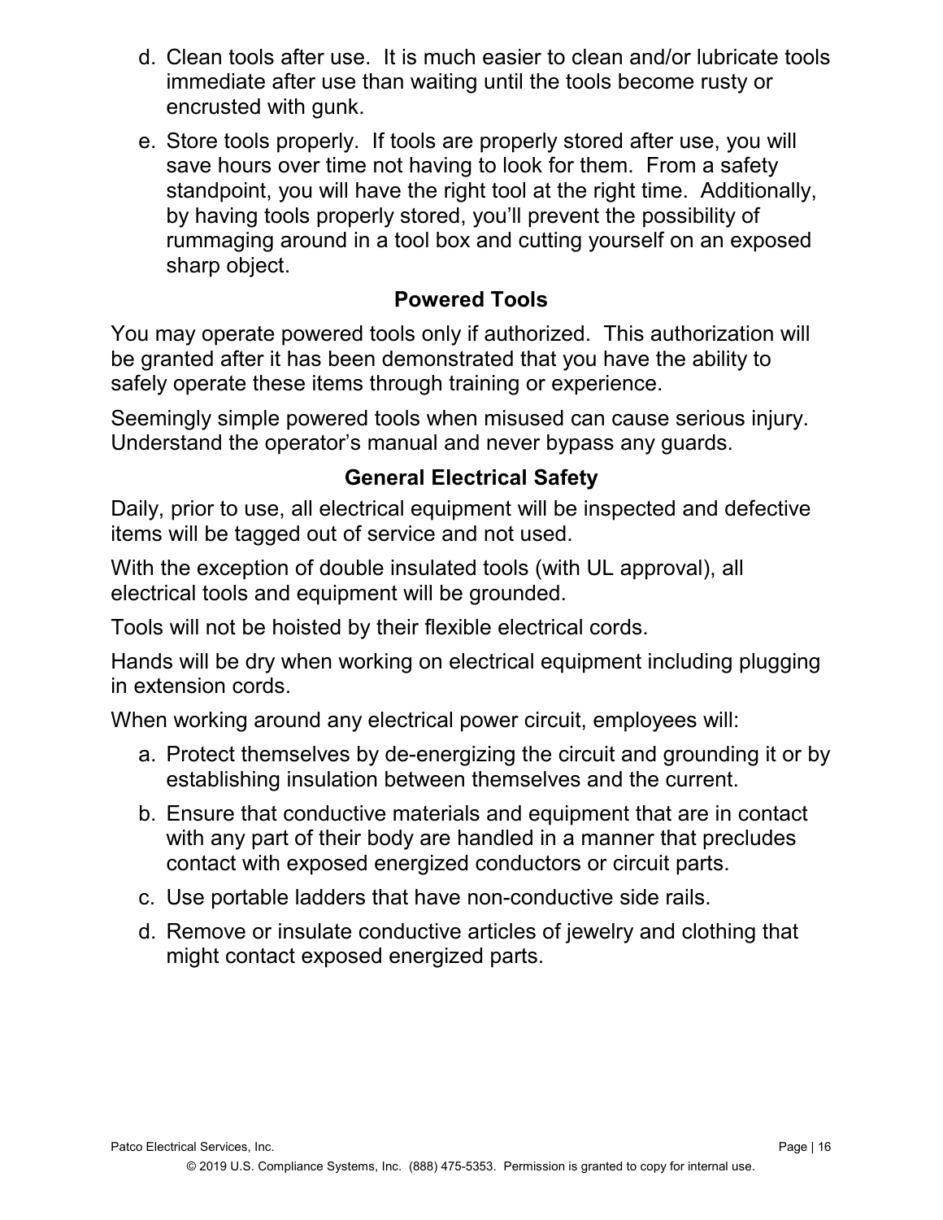d. Clean tools after use. It is much easier to clean and/or lubricate tools immediate after use than waiting until the tools become rusty or encrusted with gunk.

e. Store tools properly. If tools are properly stored after use, you will save hours over time not having to look for them. From a safety standpoint, you will have the right tool at the right time. Additionally, by having tools properly stored, you'll prevent the possibility of rummaging around in a tool box and cutting yourself on an exposed sharp object.

## Powered Tools

You may operate powered tools only if authorized. This authorization will be granted after it has been demonstrated that you have the ability to safely operate these items through training or experience.

Seemingly simple powered tools when misused can cause serious injury. Understand the operator's manual and never bypass any guards.

## General Electrical Safety

Daily, prior to use, all electrical equipment will be inspected and defective items will be tagged out of service and not used.

With the exception of double insulated tools (with UL approval), all electrical tools and equipment will be grounded.

Tools will not be hoisted by their flexible electrical cords.

Hands will be dry when working on electrical equipment including plugging in extension cords.

When working around any electrical power circuit, employees will:

a. Protect themselves by de-energizing the circuit and grounding it or by establishing insulation between themselves and the current.

b. Ensure that conductive materials and equipment that are in contact with any part of their body are handled in a manner that precludes contact with exposed energized conductors or circuit parts.

c. Use portable ladders that have non-conductive side rails.

d. Remove or insulate conductive articles of jewelry and clothing that might contact exposed energized parts.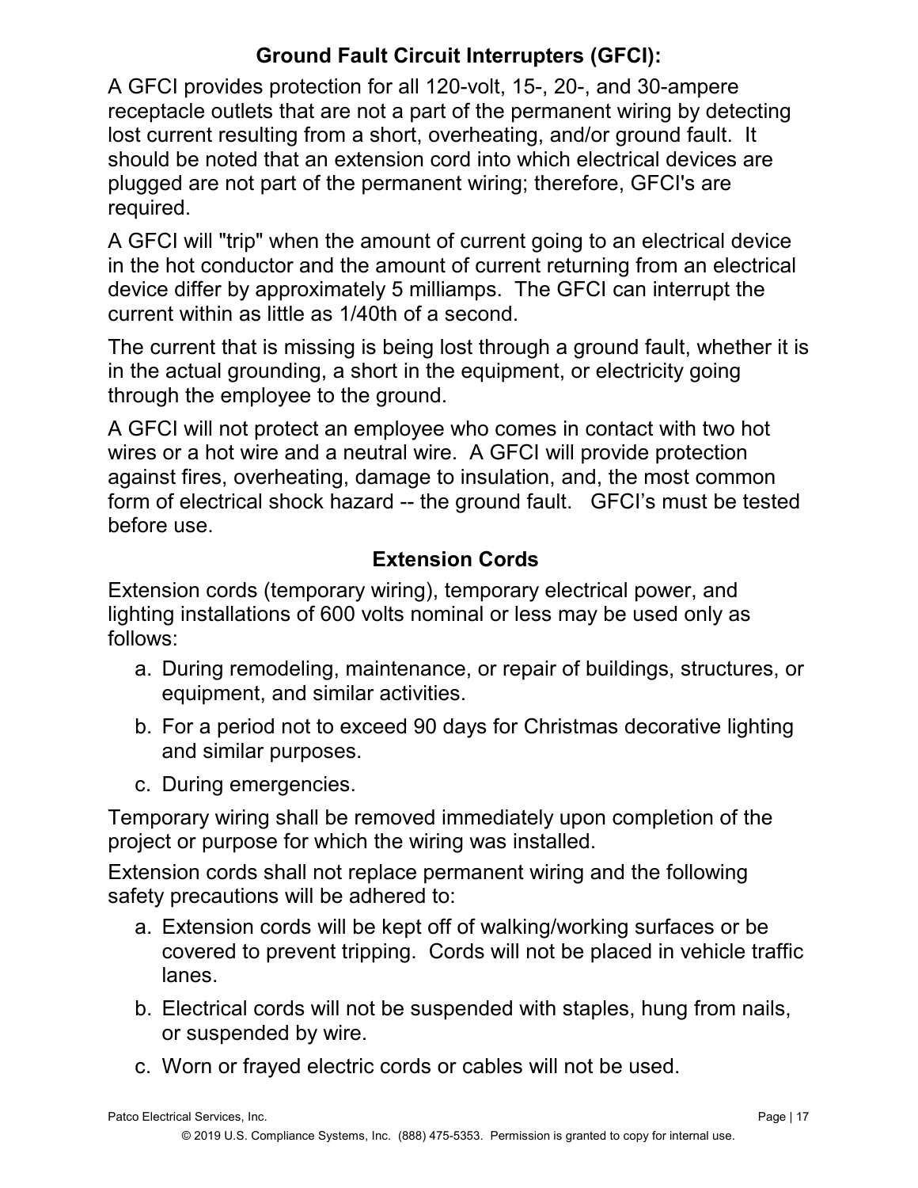## Ground Fault Circuit Interrupters (GFCI):

A GFCI provides protection for all 120-volt, 15-, 20-, and 30-ampere receptacle outlets that are not a part of the permanent wiring by detecting lost current resulting from a short, overheating, and/or ground fault. It should be noted that an extension cord into which electrical devices are plugged are not part of the permanent wiring; therefore, GFCI's are required.

A GFCI will "trip" when the amount of current going to an electrical device in the hot conductor and the amount of current returning from an electrical device differ by approximately 5 milliamps. The GFCI can interrupt the current within as little as 1/40th of a second.

The current that is missing is being lost through a ground fault, whether it is in the actual grounding, a short in the equipment, or electricity going through the employee to the ground.

A GFCI will not protect an employee who comes in contact with two hot wires or a hot wire and a neutral wire. A GFCI will provide protection against fires, overheating, damage to insulation, and, the most common form of electrical shock hazard -- the ground fault. GFCI's must be tested before use.

## Extension Cords

Extension cords (temporary wiring), temporary electrical power, and lighting installations of 600 volts nominal or less may be used only as follows:

a. During remodeling, maintenance, or repair of buildings, structures, or equipment, and similar activities.
b. For a period not to exceed 90 days for Christmas decorative lighting and similar purposes.
c. During emergencies.

Temporary wiring shall be removed immediately upon completion of the project or purpose for which the wiring was installed.

Extension cords shall not replace permanent wiring and the following safety precautions will be adhered to:

a. Extension cords will be kept off of walking/working surfaces or be covered to prevent tripping. Cords will not be placed in vehicle traffic lanes.
b. Electrical cords will not be suspended with staples, hung from nails, or suspended by wire.
c. Worn or frayed electric cords or cables will not be used.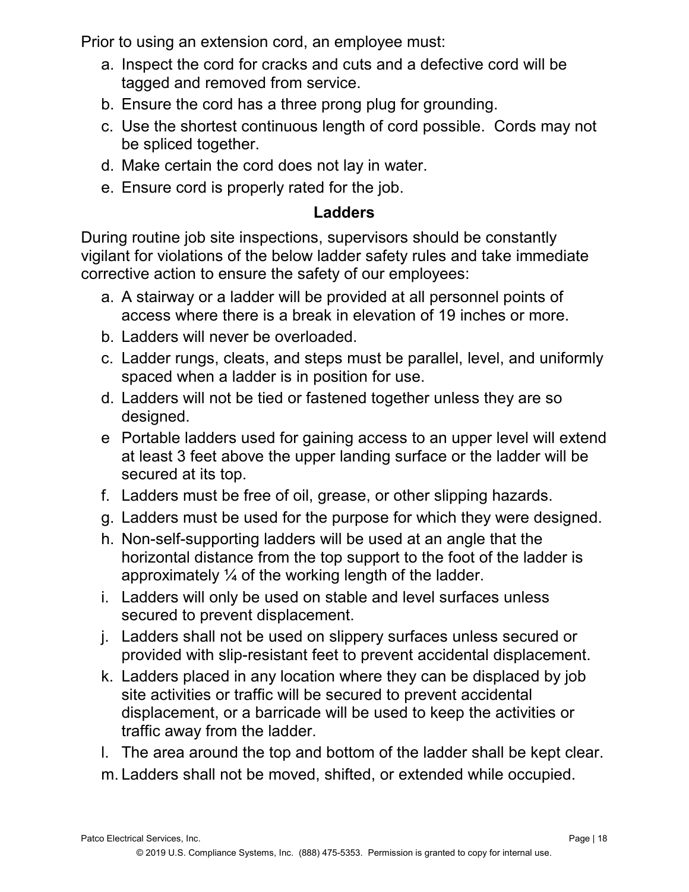Prior to using an extension cord, an employee must:

a. Inspect the cord for cracks and cuts and a defective cord will be tagged and removed from service.
b. Ensure the cord has a three prong plug for grounding.
c. Use the shortest continuous length of cord possible. Cords may not be spliced together.
d. Make certain the cord does not lay in water.
e. Ensure cord is properly rated for the job.

## Ladders

During routine job site inspections, supervisors should be constantly vigilant for violations of the below ladder safety rules and take immediate corrective action to ensure the safety of our employees:

a. A stairway or a ladder will be provided at all personnel points of access where there is a break in elevation of 19 inches or more.
b. Ladders will never be overloaded.
c. Ladder rungs, cleats, and steps must be parallel, level, and uniformly spaced when a ladder is in position for use.
d. Ladders will not be tied or fastened together unless they are so designed.
e Portable ladders used for gaining access to an upper level will extend at least 3 feet above the upper landing surface or the ladder will be secured at its top.
f. Ladders must be free of oil, grease, or other slipping hazards.
g. Ladders must be used for the purpose for which they were designed.
h. Non-self-supporting ladders will be used at an angle that the horizontal distance from the top support to the foot of the ladder is approximately ¼ of the working length of the ladder.
i. Ladders will only be used on stable and level surfaces unless secured to prevent displacement.
j. Ladders shall not be used on slippery surfaces unless secured or provided with slip-resistant feet to prevent accidental displacement.
k. Ladders placed in any location where they can be displaced by job site activities or traffic will be secured to prevent accidental displacement, or a barricade will be used to keep the activities or traffic away from the ladder.
l. The area around the top and bottom of the ladder shall be kept clear.
m. Ladders shall not be moved, shifted, or extended while occupied.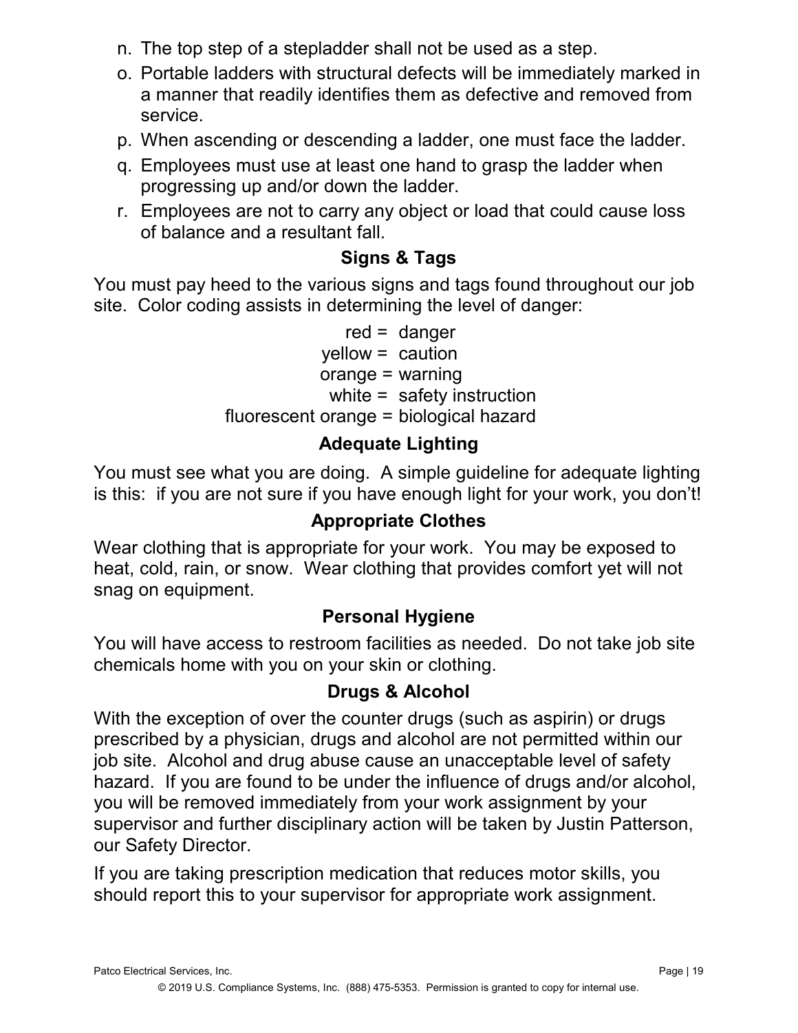n. The top step of a stepladder shall not be used as a step.
o. Portable ladders with structural defects will be immediately marked in a manner that readily identifies them as defective and removed from service.
p. When ascending or descending a ladder, one must face the ladder.
q. Employees must use at least one hand to grasp the ladder when progressing up and/or down the ladder.
r. Employees are not to carry any object or load that could cause loss of balance and a resultant fall.

## Signs & Tags

You must pay heed to the various signs and tags found throughout our job site. Color coding assists in determining the level of danger:

red = danger
yellow = caution
orange = warning
white = safety instruction
fluorescent orange = biological hazard

## Adequate Lighting

You must see what you are doing. A simple guideline for adequate lighting is this: if you are not sure if you have enough light for your work, you don't!

## Appropriate Clothes

Wear clothing that is appropriate for your work. You may be exposed to heat, cold, rain, or snow. Wear clothing that provides comfort yet will not snag on equipment.

## Personal Hygiene

You will have access to restroom facilities as needed. Do not take job site chemicals home with you on your skin or clothing.

## Drugs & Alcohol

With the exception of over the counter drugs (such as aspirin) or drugs prescribed by a physician, drugs and alcohol are not permitted within our job site. Alcohol and drug abuse cause an unacceptable level of safety hazard. If you are found to be under the influence of drugs and/or alcohol, you will be removed immediately from your work assignment by your supervisor and further disciplinary action will be taken by Justin Patterson, our Safety Director.

If you are taking prescription medication that reduces motor skills, you should report this to your supervisor for appropriate work assignment.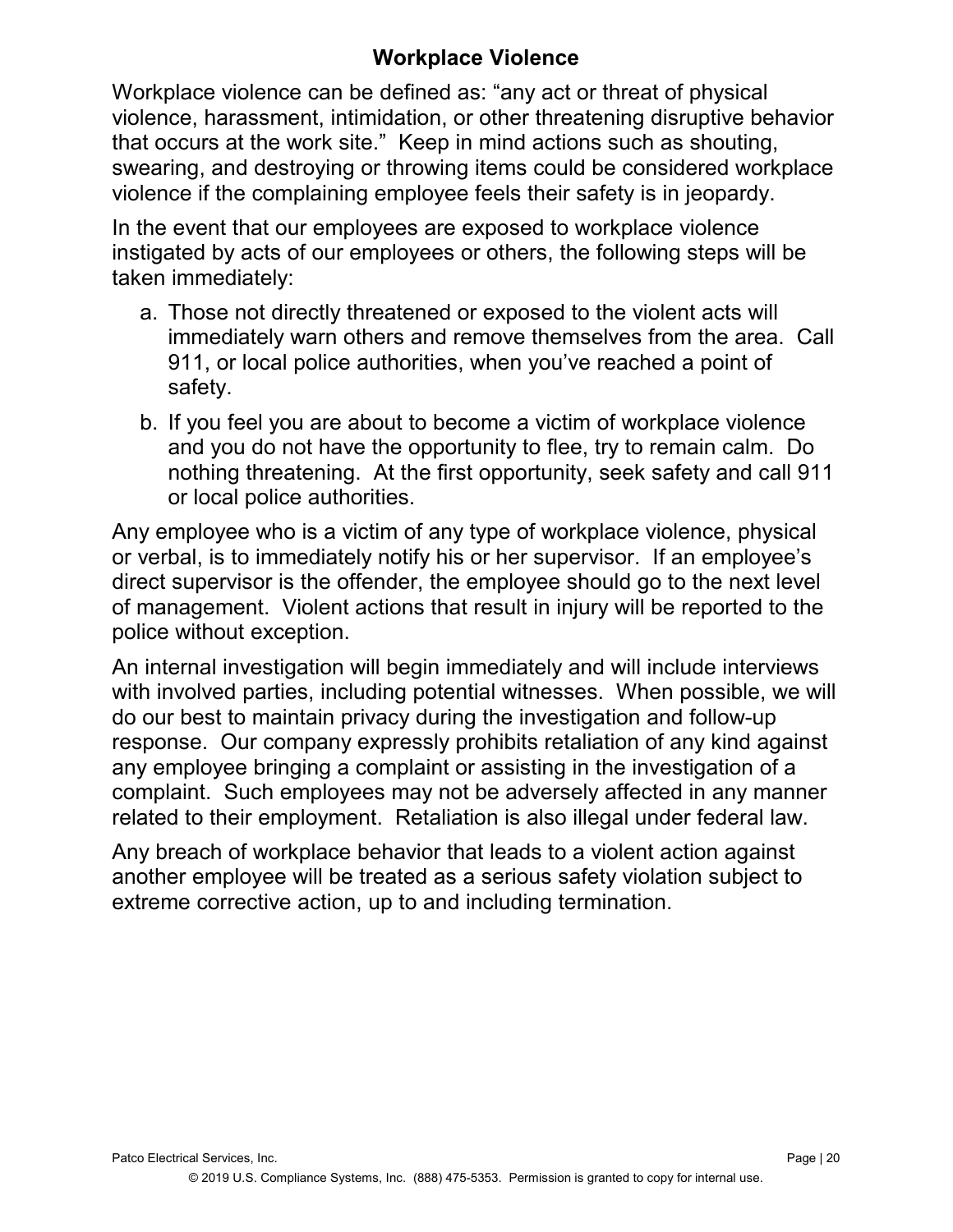## Workplace Violence

Workplace violence can be defined as: "any act or threat of physical violence, harassment, intimidation, or other threatening disruptive behavior that occurs at the work site." Keep in mind actions such as shouting, swearing, and destroying or throwing items could be considered workplace violence if the complaining employee feels their safety is in jeopardy.

In the event that our employees are exposed to workplace violence instigated by acts of our employees or others, the following steps will be taken immediately:

a. Those not directly threatened or exposed to the violent acts will immediately warn others and remove themselves from the area. Call 911, or local police authorities, when you've reached a point of safety.
b. If you feel you are about to become a victim of workplace violence and you do not have the opportunity to flee, try to remain calm. Do nothing threatening. At the first opportunity, seek safety and call 911 or local police authorities.

Any employee who is a victim of any type of workplace violence, physical or verbal, is to immediately notify his or her supervisor. If an employee's direct supervisor is the offender, the employee should go to the next level of management. Violent actions that result in injury will be reported to the police without exception.

An internal investigation will begin immediately and will include interviews with involved parties, including potential witnesses. When possible, we will do our best to maintain privacy during the investigation and follow-up response. Our company expressly prohibits retaliation of any kind against any employee bringing a complaint or assisting in the investigation of a complaint. Such employees may not be adversely affected in any manner related to their employment. Retaliation is also illegal under federal law.

Any breach of workplace behavior that leads to a violent action against another employee will be treated as a serious safety violation subject to extreme corrective action, up to and including termination.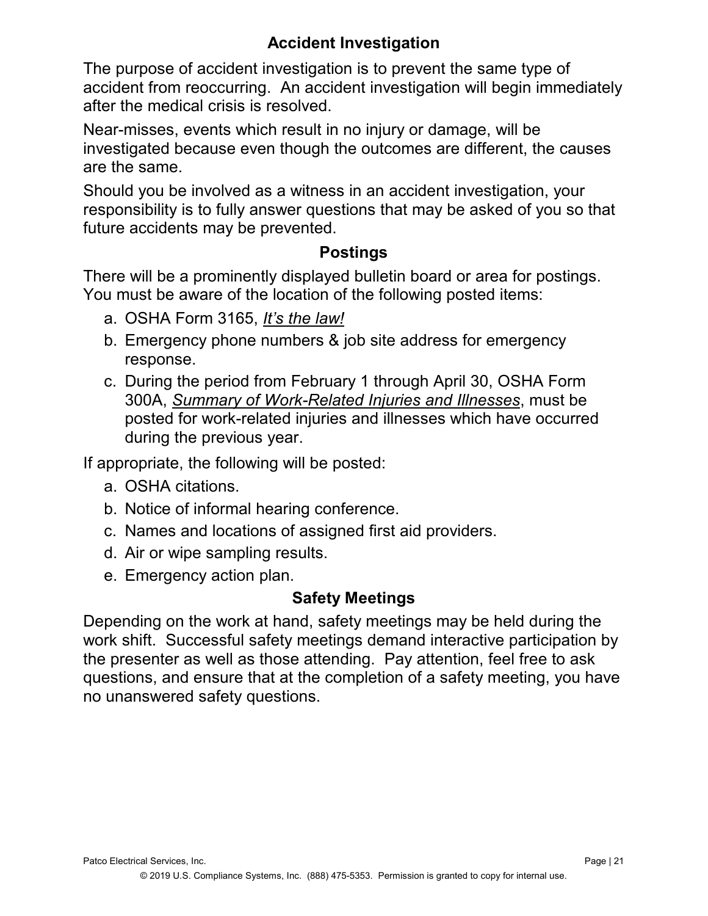## Accident Investigation

The purpose of accident investigation is to prevent the same type of accident from reoccurring. An accident investigation will begin immediately after the medical crisis is resolved.

Near-misses, events which result in no injury or damage, will be investigated because even though the outcomes are different, the causes are the same.

Should you be involved as a witness in an accident investigation, your responsibility is to fully answer questions that may be asked of you so that future accidents may be prevented.

## Postings

There will be a prominently displayed bulletin board or area for postings. You must be aware of the location of the following posted items:

a. OSHA Form 3165, *It's the law!*
b. Emergency phone numbers & job site address for emergency response.
c. During the period from February 1 through April 30, OSHA Form 300A, *Summary of Work-Related Injuries and Illnesses*, must be posted for work-related injuries and illnesses which have occurred during the previous year.

If appropriate, the following will be posted:

a. OSHA citations.
b. Notice of informal hearing conference.
c. Names and locations of assigned first aid providers.
d. Air or wipe sampling results.
e. Emergency action plan.

## Safety Meetings

Depending on the work at hand, safety meetings may be held during the work shift. Successful safety meetings demand interactive participation by the presenter as well as those attending. Pay attention, feel free to ask questions, and ensure that at the completion of a safety meeting, you have no unanswered safety questions.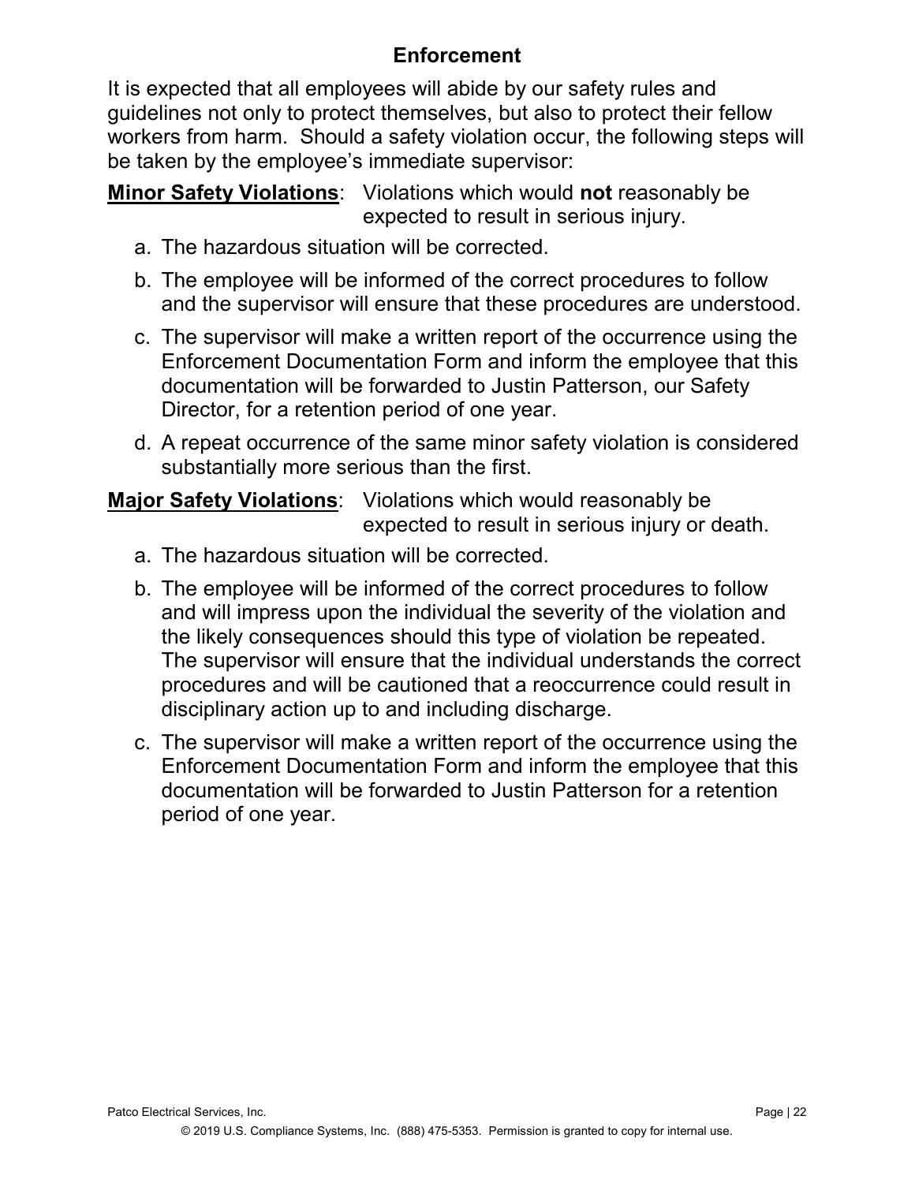## Enforcement

It is expected that all employees will abide by our safety rules and guidelines not only to protect themselves, but also to protect their fellow workers from harm. Should a safety violation occur, the following steps will be taken by the employee's immediate supervisor:

**Minor Safety Violations**: Violations which would **not** reasonably be expected to result in serious injury.

a. The hazardous situation will be corrected.

b. The employee will be informed of the correct procedures to follow and the supervisor will ensure that these procedures are understood.

c. The supervisor will make a written report of the occurrence using the Enforcement Documentation Form and inform the employee that this documentation will be forwarded to Justin Patterson, our Safety Director, for a retention period of one year.

d. A repeat occurrence of the same minor safety violation is considered substantially more serious than the first.

**Major Safety Violations**: Violations which would reasonably be expected to result in serious injury or death.

a. The hazardous situation will be corrected.

b. The employee will be informed of the correct procedures to follow and will impress upon the individual the severity of the violation and the likely consequences should this type of violation be repeated. The supervisor will ensure that the individual understands the correct procedures and will be cautioned that a reoccurrence could result in disciplinary action up to and including discharge.

c. The supervisor will make a written report of the occurrence using the Enforcement Documentation Form and inform the employee that this documentation will be forwarded to Justin Patterson for a retention period of one year.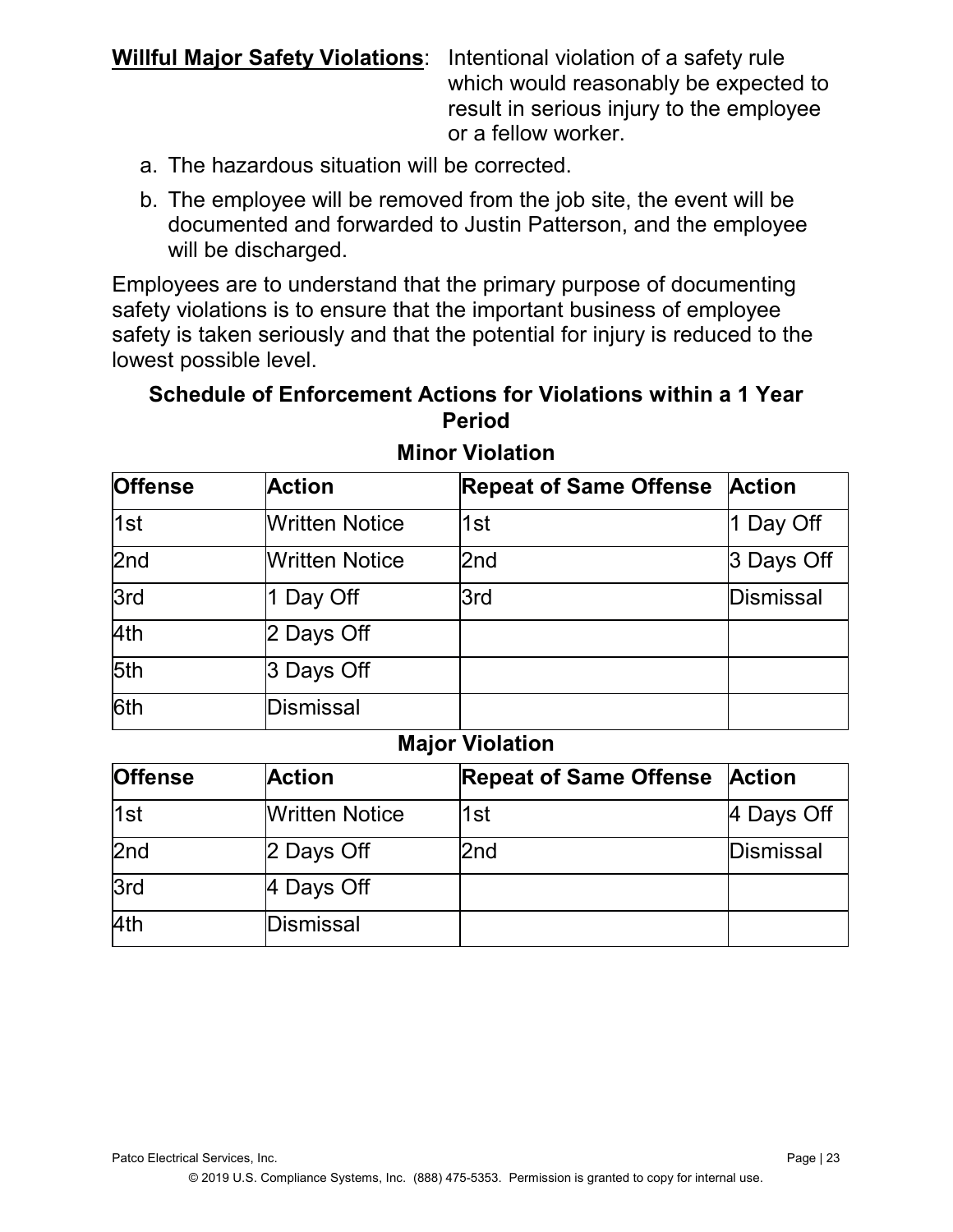**Willful Major Safety Violations**: Intentional violation of a safety rule which would reasonably be expected to result in serious injury to the employee or a fellow worker.

a. The hazardous situation will be corrected.

b. The employee will be removed from the job site, the event will be documented and forwarded to Justin Patterson, and the employee will be discharged.

Employees are to understand that the primary purpose of documenting safety violations is to ensure that the important business of employee safety is taken seriously and that the potential for injury is reduced to the lowest possible level.

### Schedule of Enforcement Actions for Violations within a 1 Year Period

**Minor Violation**

| Offense | Action | Repeat of Same Offense | Action |
|---|---|---|---|
| 1st | Written Notice | 1st | 1 Day Off |
| 2nd | Written Notice | 2nd | 3 Days Off |
| 3rd | 1 Day Off | 3rd | Dismissal |
| 4th | 2 Days Off | | |
| 5th | 3 Days Off | | |
| 6th | Dismissal | | |

**Major Violation**

| Offense | Action | Repeat of Same Offense | Action |
|---|---|---|---|
| 1st | Written Notice | 1st | 4 Days Off |
| 2nd | 2 Days Off | 2nd | Dismissal |
| 3rd | 4 Days Off | | |
| 4th | Dismissal | | |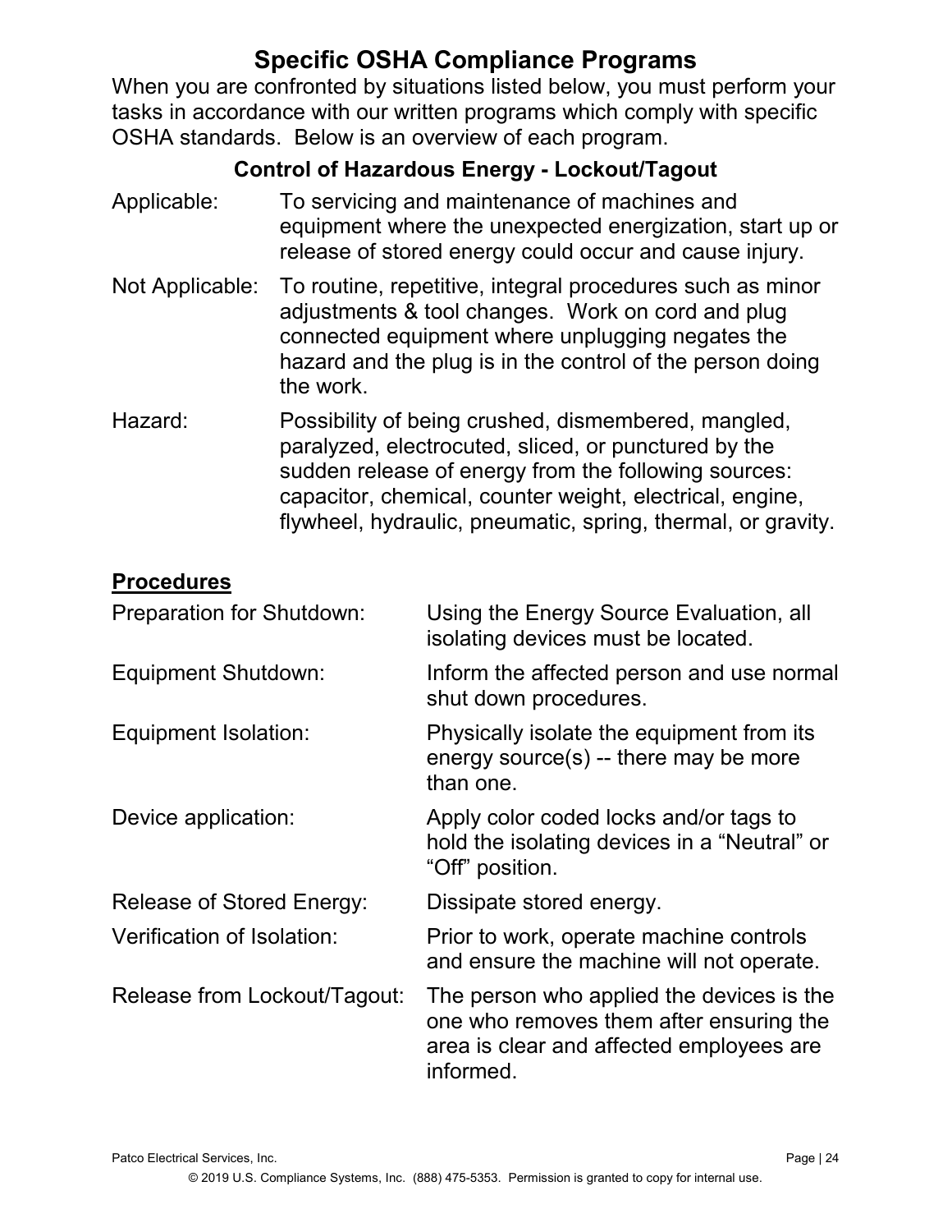# Specific OSHA Compliance Programs

When you are confronted by situations listed below, you must perform your tasks in accordance with our written programs which comply with specific OSHA standards. Below is an overview of each program.

### Control of Hazardous Energy - Lockout/Tagout

| | |
|---|---|
| Applicable: | To servicing and maintenance of machines and equipment where the unexpected energization, start up or release of stored energy could occur and cause injury. |
| Not Applicable: | To routine, repetitive, integral procedures such as minor adjustments & tool changes. Work on cord and plug connected equipment where unplugging negates the hazard and the plug is in the control of the person doing the work. |
| Hazard: | Possibility of being crushed, dismembered, mangled, paralyzed, electrocuted, sliced, or punctured by the sudden release of energy from the following sources: capacitor, chemical, counter weight, electrical, engine, flywheel, hydraulic, pneumatic, spring, thermal, or gravity. |

**Procedures**

| | |
|---|---|
| Preparation for Shutdown: | Using the Energy Source Evaluation, all isolating devices must be located. |
| Equipment Shutdown: | Inform the affected person and use normal shut down procedures. |
| Equipment Isolation: | Physically isolate the equipment from its energy source(s) -- there may be more than one. |
| Device application: | Apply color coded locks and/or tags to hold the isolating devices in a "Neutral" or "Off" position. |
| Release of Stored Energy: | Dissipate stored energy. |
| Verification of Isolation: | Prior to work, operate machine controls and ensure the machine will not operate. |
| Release from Lockout/Tagout: | The person who applied the devices is the one who removes them after ensuring the area is clear and affected employees are informed. |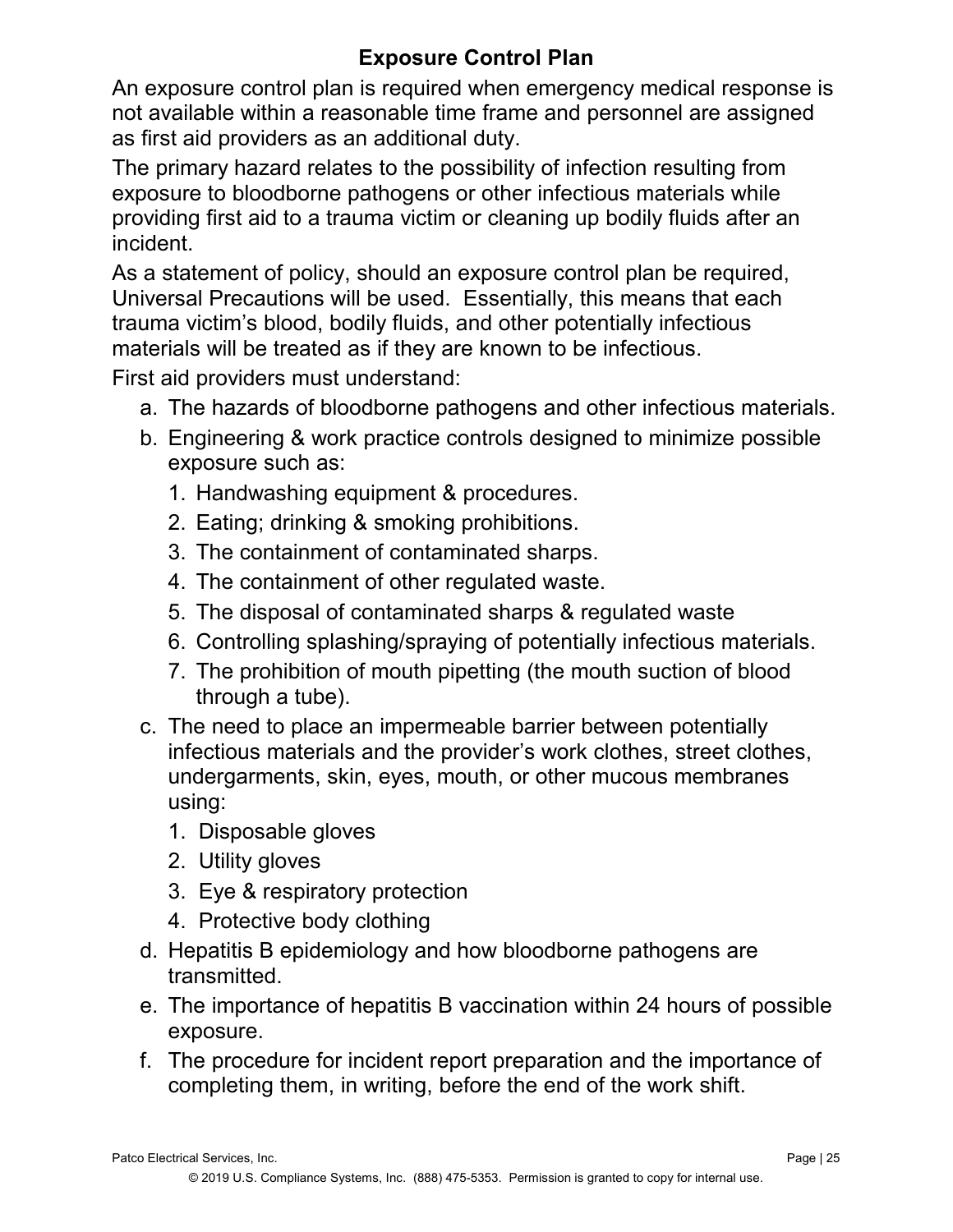# Exposure Control Plan

An exposure control plan is required when emergency medical response is not available within a reasonable time frame and personnel are assigned as first aid providers as an additional duty.

The primary hazard relates to the possibility of infection resulting from exposure to bloodborne pathogens or other infectious materials while providing first aid to a trauma victim or cleaning up bodily fluids after an incident.

As a statement of policy, should an exposure control plan be required, Universal Precautions will be used. Essentially, this means that each trauma victim's blood, bodily fluids, and other potentially infectious materials will be treated as if they are known to be infectious.

First aid providers must understand:

a. The hazards of bloodborne pathogens and other infectious materials.
b. Engineering & work practice controls designed to minimize possible exposure such as:
    1. Handwashing equipment & procedures.
    2. Eating; drinking & smoking prohibitions.
    3. The containment of contaminated sharps.
    4. The containment of other regulated waste.
    5. The disposal of contaminated sharps & regulated waste
    6. Controlling splashing/spraying of potentially infectious materials.
    7. The prohibition of mouth pipetting (the mouth suction of blood through a tube).
c. The need to place an impermeable barrier between potentially infectious materials and the provider's work clothes, street clothes, undergarments, skin, eyes, mouth, or other mucous membranes using:
    1. Disposable gloves
    2. Utility gloves
    3. Eye & respiratory protection
    4. Protective body clothing
d. Hepatitis B epidemiology and how bloodborne pathogens are transmitted.
e. The importance of hepatitis B vaccination within 24 hours of possible exposure.
f. The procedure for incident report preparation and the importance of completing them, in writing, before the end of the work shift.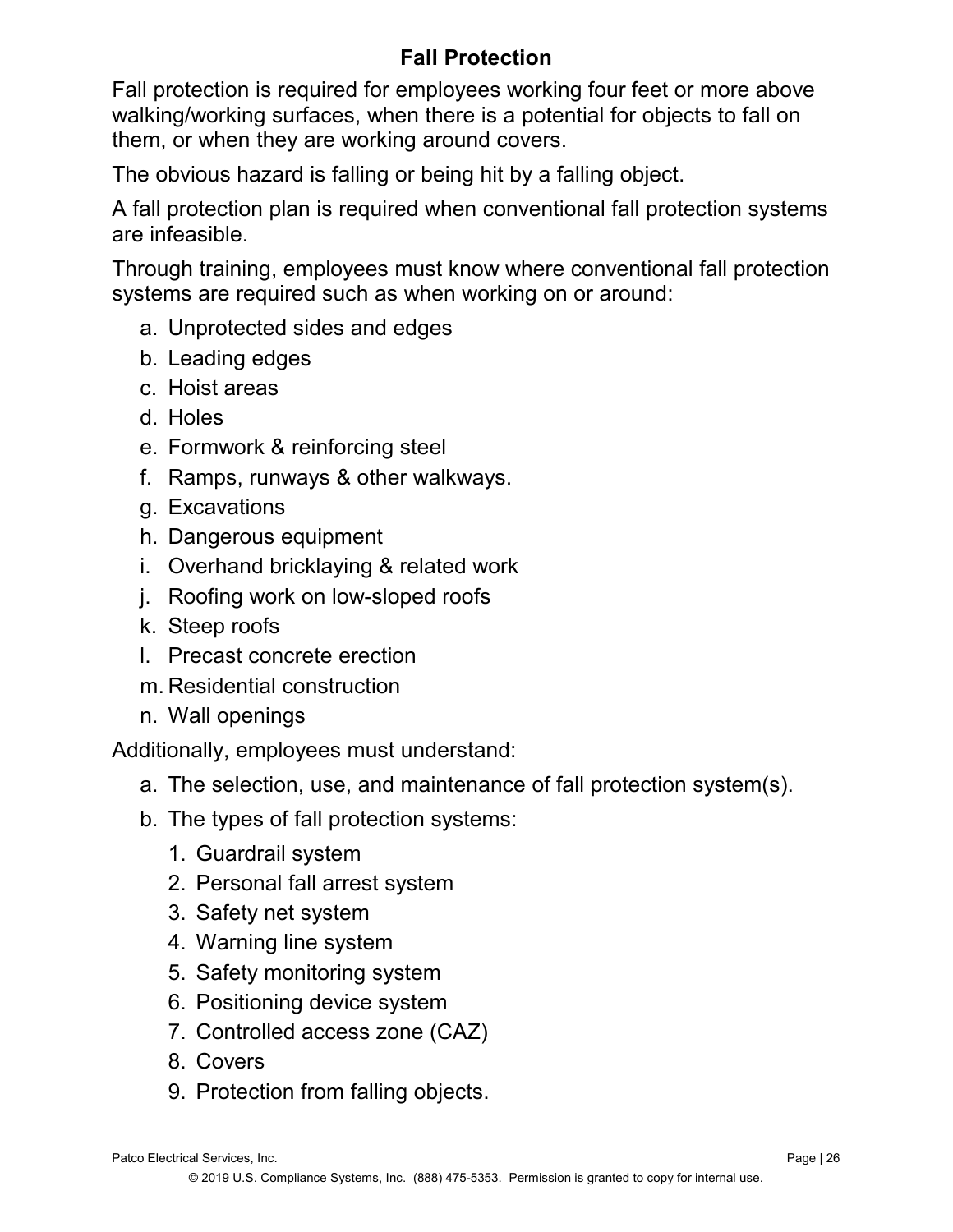## Fall Protection

Fall protection is required for employees working four feet or more above walking/working surfaces, when there is a potential for objects to fall on them, or when they are working around covers.

The obvious hazard is falling or being hit by a falling object.

A fall protection plan is required when conventional fall protection systems are infeasible.

Through training, employees must know where conventional fall protection systems are required such as when working on or around:

a. Unprotected sides and edges
b. Leading edges
c. Hoist areas
d. Holes
e. Formwork & reinforcing steel
f. Ramps, runways & other walkways.
g. Excavations
h. Dangerous equipment
i. Overhand bricklaying & related work
j. Roofing work on low-sloped roofs
k. Steep roofs
l. Precast concrete erection
m. Residential construction
n. Wall openings

Additionally, employees must understand:

a. The selection, use, and maintenance of fall protection system(s).
b. The types of fall protection systems:
   1. Guardrail system
   2. Personal fall arrest system
   3. Safety net system
   4. Warning line system
   5. Safety monitoring system
   6. Positioning device system
   7. Controlled access zone (CAZ)
   8. Covers
   9. Protection from falling objects.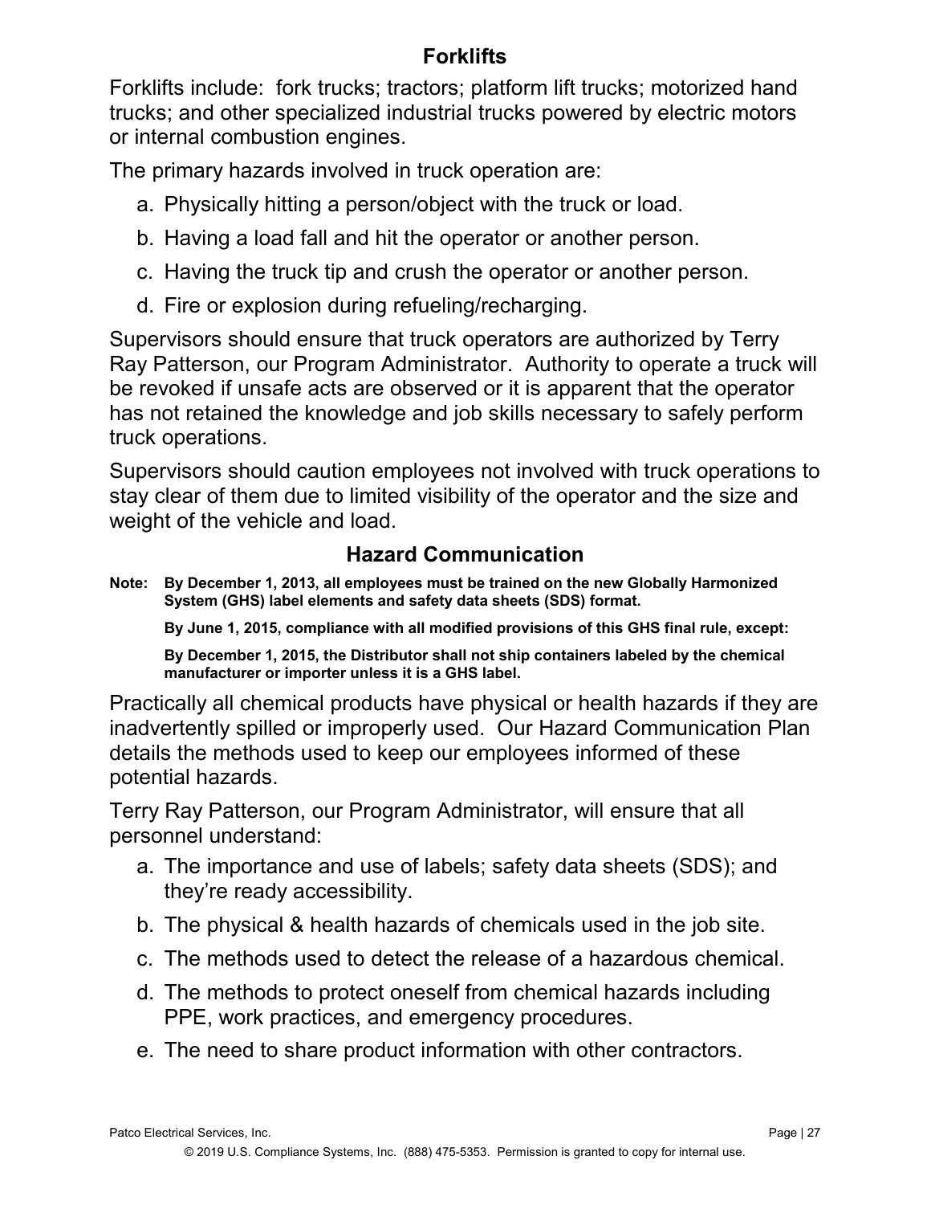## Forklifts

Forklifts include: fork trucks; tractors; platform lift trucks; motorized hand trucks; and other specialized industrial trucks powered by electric motors or internal combustion engines.

The primary hazards involved in truck operation are:

a. Physically hitting a person/object with the truck or load.

b. Having a load fall and hit the operator or another person.

c. Having the truck tip and crush the operator or another person.

d. Fire or explosion during refueling/recharging.

Supervisors should ensure that truck operators are authorized by Terry Ray Patterson, our Program Administrator. Authority to operate a truck will be revoked if unsafe acts are observed or it is apparent that the operator has not retained the knowledge and job skills necessary to safely perform truck operations.

Supervisors should caution employees not involved with truck operations to stay clear of them due to limited visibility of the operator and the size and weight of the vehicle and load.

## Hazard Communication

**Note: By December 1, 2013, all employees must be trained on the new Globally Harmonized System (GHS) label elements and safety data sheets (SDS) format.**

**By June 1, 2015, compliance with all modified provisions of this GHS final rule, except:**

**By December 1, 2015, the Distributor shall not ship containers labeled by the chemical manufacturer or importer unless it is a GHS label.**

Practically all chemical products have physical or health hazards if they are inadvertently spilled or improperly used. Our Hazard Communication Plan details the methods used to keep our employees informed of these potential hazards.

Terry Ray Patterson, our Program Administrator, will ensure that all personnel understand:

a. The importance and use of labels; safety data sheets (SDS); and they're ready accessibility.

b. The physical & health hazards of chemicals used in the job site.

c. The methods used to detect the release of a hazardous chemical.

d. The methods to protect oneself from chemical hazards including PPE, work practices, and emergency procedures.

e. The need to share product information with other contractors.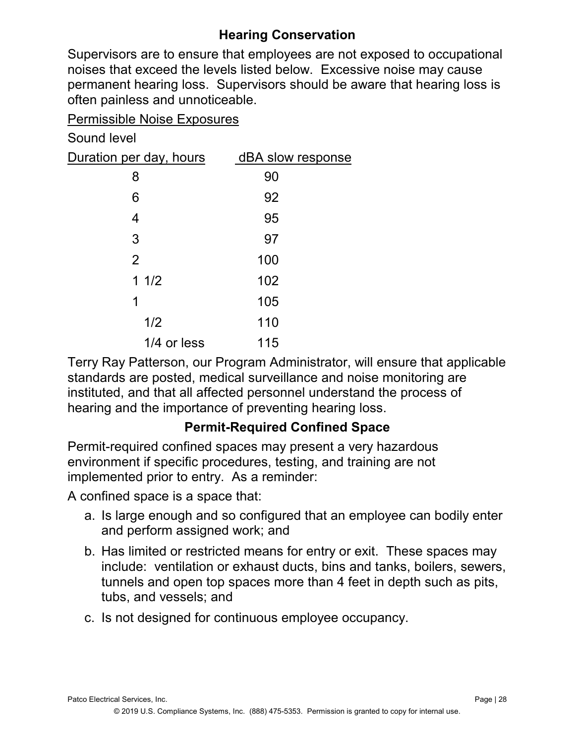## Hearing Conservation

Supervisors are to ensure that employees are not exposed to occupational noises that exceed the levels listed below. Excessive noise may cause permanent hearing loss. Supervisors should be aware that hearing loss is often painless and unnoticeable.

Permissible Noise Exposures

| Duration per day, hours | Sound level dBA slow response |
|---|---|
| 8 | 90 |
| 6 | 92 |
| 4 | 95 |
| 3 | 97 |
| 2 | 100 |
| 1 1/2 | 102 |
| 1 | 105 |
| 1/2 | 110 |
| 1/4 or less | 115 |

Terry Ray Patterson, our Program Administrator, will ensure that applicable standards are posted, medical surveillance and noise monitoring are instituted, and that all affected personnel understand the process of hearing and the importance of preventing hearing loss.

## Permit-Required Confined Space

Permit-required confined spaces may present a very hazardous environment if specific procedures, testing, and training are not implemented prior to entry. As a reminder:

A confined space is a space that:

a. Is large enough and so configured that an employee can bodily enter and perform assigned work; and
b. Has limited or restricted means for entry or exit. These spaces may include: ventilation or exhaust ducts, bins and tanks, boilers, sewers, tunnels and open top spaces more than 4 feet in depth such as pits, tubs, and vessels; and
c. Is not designed for continuous employee occupancy.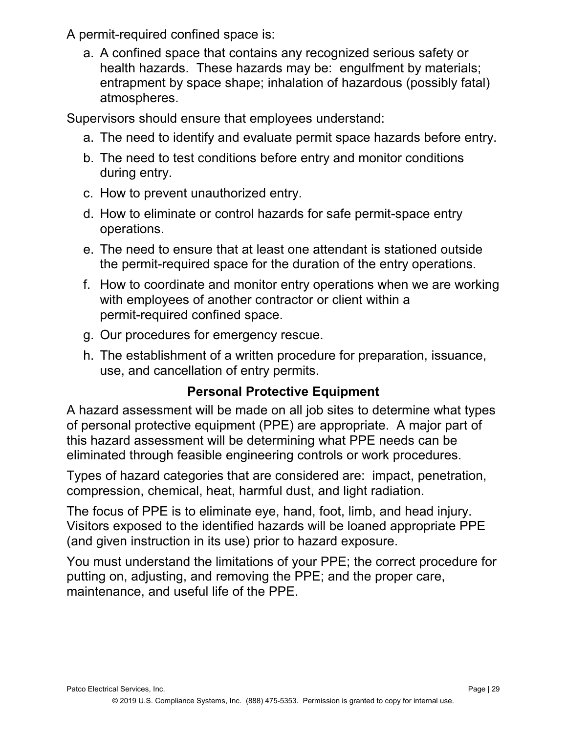A permit-required confined space is:

a. A confined space that contains any recognized serious safety or health hazards. These hazards may be: engulfment by materials; entrapment by space shape; inhalation of hazardous (possibly fatal) atmospheres.

Supervisors should ensure that employees understand:

a. The need to identify and evaluate permit space hazards before entry.
b. The need to test conditions before entry and monitor conditions during entry.
c. How to prevent unauthorized entry.
d. How to eliminate or control hazards for safe permit-space entry operations.
e. The need to ensure that at least one attendant is stationed outside the permit-required space for the duration of the entry operations.
f. How to coordinate and monitor entry operations when we are working with employees of another contractor or client within a permit-required confined space.
g. Our procedures for emergency rescue.
h. The establishment of a written procedure for preparation, issuance, use, and cancellation of entry permits.

## Personal Protective Equipment

A hazard assessment will be made on all job sites to determine what types of personal protective equipment (PPE) are appropriate. A major part of this hazard assessment will be determining what PPE needs can be eliminated through feasible engineering controls or work procedures.

Types of hazard categories that are considered are: impact, penetration, compression, chemical, heat, harmful dust, and light radiation.

The focus of PPE is to eliminate eye, hand, foot, limb, and head injury. Visitors exposed to the identified hazards will be loaned appropriate PPE (and given instruction in its use) prior to hazard exposure.

You must understand the limitations of your PPE; the correct procedure for putting on, adjusting, and removing the PPE; and the proper care, maintenance, and useful life of the PPE.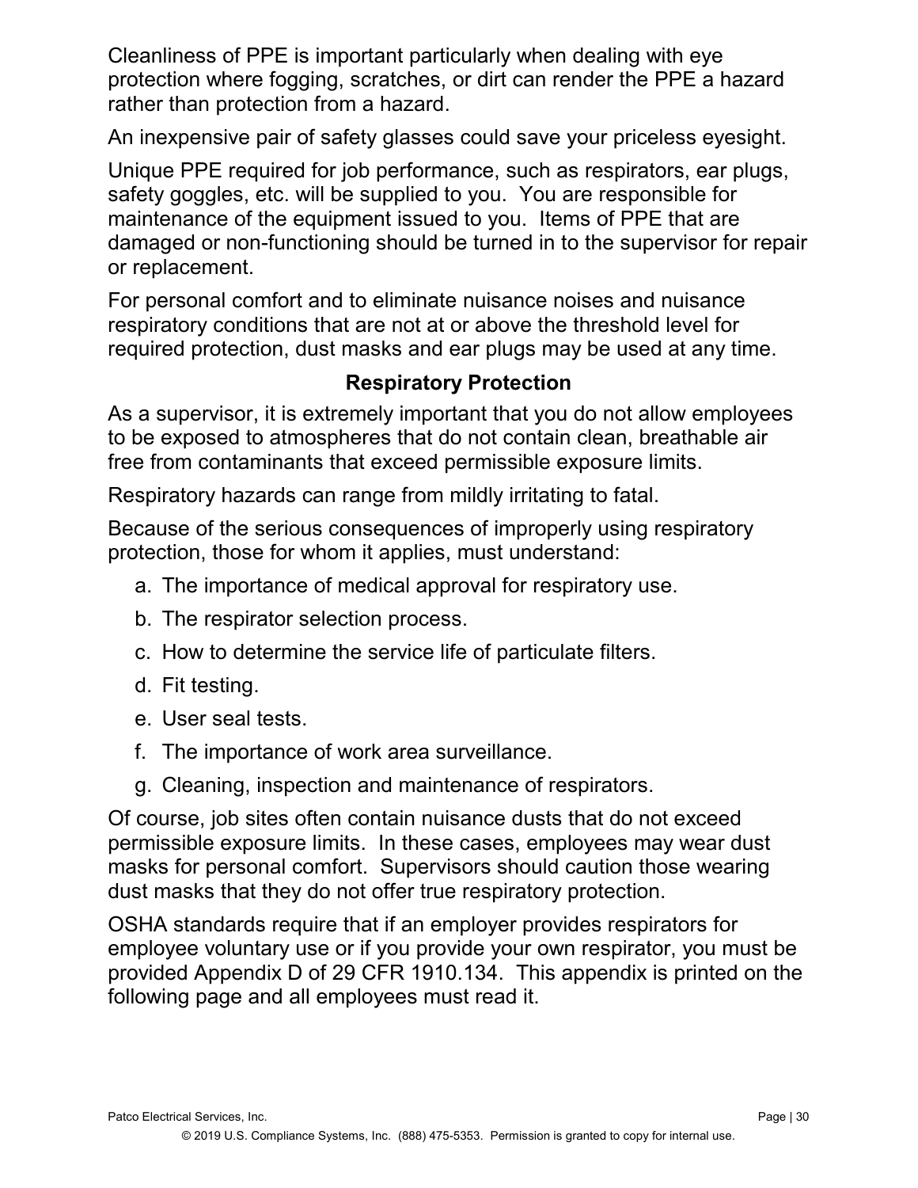Cleanliness of PPE is important particularly when dealing with eye protection where fogging, scratches, or dirt can render the PPE a hazard rather than protection from a hazard.

An inexpensive pair of safety glasses could save your priceless eyesight.

Unique PPE required for job performance, such as respirators, ear plugs, safety goggles, etc. will be supplied to you. You are responsible for maintenance of the equipment issued to you. Items of PPE that are damaged or non-functioning should be turned in to the supervisor for repair or replacement.

For personal comfort and to eliminate nuisance noises and nuisance respiratory conditions that are not at or above the threshold level for required protection, dust masks and ear plugs may be used at any time.

## Respiratory Protection

As a supervisor, it is extremely important that you do not allow employees to be exposed to atmospheres that do not contain clean, breathable air free from contaminants that exceed permissible exposure limits.

Respiratory hazards can range from mildly irritating to fatal.

Because of the serious consequences of improperly using respiratory protection, those for whom it applies, must understand:

a. The importance of medical approval for respiratory use.
b. The respirator selection process.
c. How to determine the service life of particulate filters.
d. Fit testing.
e. User seal tests.
f. The importance of work area surveillance.
g. Cleaning, inspection and maintenance of respirators.

Of course, job sites often contain nuisance dusts that do not exceed permissible exposure limits. In these cases, employees may wear dust masks for personal comfort. Supervisors should caution those wearing dust masks that they do not offer true respiratory protection.

OSHA standards require that if an employer provides respirators for employee voluntary use or if you provide your own respirator, you must be provided Appendix D of 29 CFR 1910.134. This appendix is printed on the following page and all employees must read it.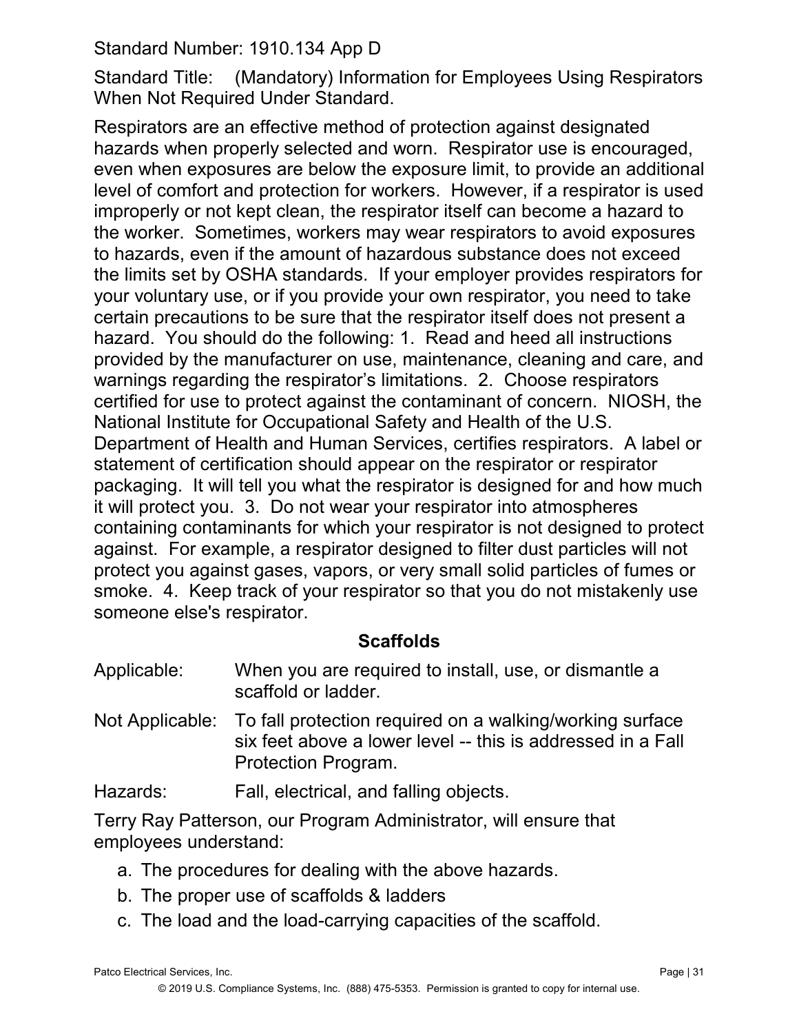Standard Number: 1910.134 App D

Standard Title: (Mandatory) Information for Employees Using Respirators When Not Required Under Standard.

Respirators are an effective method of protection against designated hazards when properly selected and worn. Respirator use is encouraged, even when exposures are below the exposure limit, to provide an additional level of comfort and protection for workers. However, if a respirator is used improperly or not kept clean, the respirator itself can become a hazard to the worker. Sometimes, workers may wear respirators to avoid exposures to hazards, even if the amount of hazardous substance does not exceed the limits set by OSHA standards. If your employer provides respirators for your voluntary use, or if you provide your own respirator, you need to take certain precautions to be sure that the respirator itself does not present a hazard. You should do the following: 1. Read and heed all instructions provided by the manufacturer on use, maintenance, cleaning and care, and warnings regarding the respirator's limitations. 2. Choose respirators certified for use to protect against the contaminant of concern. NIOSH, the National Institute for Occupational Safety and Health of the U.S. Department of Health and Human Services, certifies respirators. A label or statement of certification should appear on the respirator or respirator packaging. It will tell you what the respirator is designed for and how much it will protect you. 3. Do not wear your respirator into atmospheres containing contaminants for which your respirator is not designed to protect against. For example, a respirator designed to filter dust particles will not protect you against gases, vapors, or very small solid particles of fumes or smoke. 4. Keep track of your respirator so that you do not mistakenly use someone else's respirator.

## Scaffolds

Applicable: When you are required to install, use, or dismantle a scaffold or ladder.

Not Applicable: To fall protection required on a walking/working surface six feet above a lower level -- this is addressed in a Fall Protection Program.

Hazards: Fall, electrical, and falling objects.

Terry Ray Patterson, our Program Administrator, will ensure that employees understand:

a. The procedures for dealing with the above hazards.
b. The proper use of scaffolds & ladders
c. The load and the load-carrying capacities of the scaffold.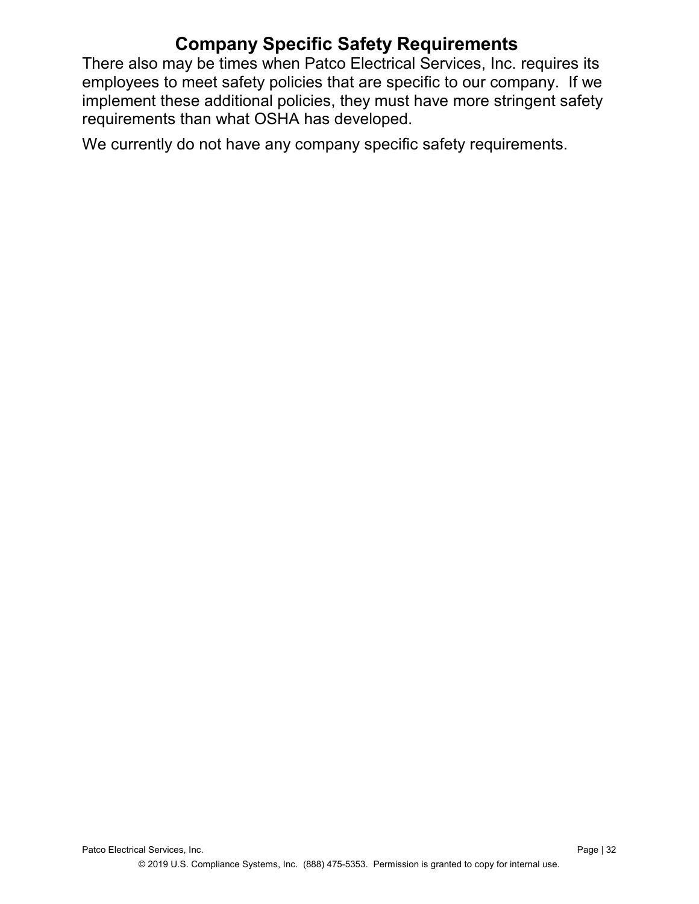# Company Specific Safety Requirements

There also may be times when Patco Electrical Services, Inc. requires its employees to meet safety policies that are specific to our company. If we implement these additional policies, they must have more stringent safety requirements than what OSHA has developed.

We currently do not have any company specific safety requirements.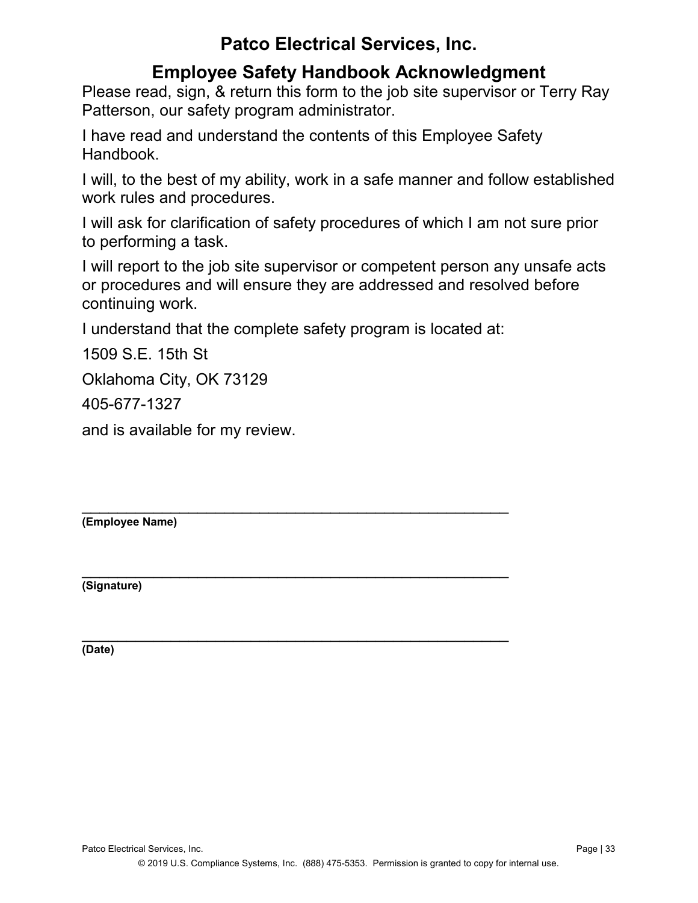# Patco Electrical Services, Inc.

## Employee Safety Handbook Acknowledgment

Please read, sign, & return this form to the job site supervisor or Terry Ray Patterson, our safety program administrator.

I have read and understand the contents of this Employee Safety Handbook.

I will, to the best of my ability, work in a safe manner and follow established work rules and procedures.

I will ask for clarification of safety procedures of which I am not sure prior to performing a task.

I will report to the job site supervisor or competent person any unsafe acts or procedures and will ensure they are addressed and resolved before continuing work.

I understand that the complete safety program is located at:

1509 S.E. 15th St

Oklahoma City, OK 73129

405-677-1327

and is available for my review.

\_\_\_\_\_\_\_\_\_\_\_\_\_\_\_\_\_\_\_\_\_\_\_\_\_\_\_\_\_\_\_\_\_\_\_\_\_\_\_\_\_\_\_\_\_\_\_\_\_\_\_\_

**(Employee Name)**

\_\_\_\_\_\_\_\_\_\_\_\_\_\_\_\_\_\_\_\_\_\_\_\_\_\_\_\_\_\_\_\_\_\_\_\_\_\_\_\_\_\_\_\_\_\_\_\_\_\_\_\_

**(Signature)**

\_\_\_\_\_\_\_\_\_\_\_\_\_\_\_\_\_\_\_\_\_\_\_\_\_\_\_\_\_\_\_\_\_\_\_\_\_\_\_\_\_\_\_\_\_\_\_\_\_\_\_\_

**(Date)**

© 2019 U.S. Compliance Systems, Inc. (888) 475-5353. Permission is granted to copy for internal use.